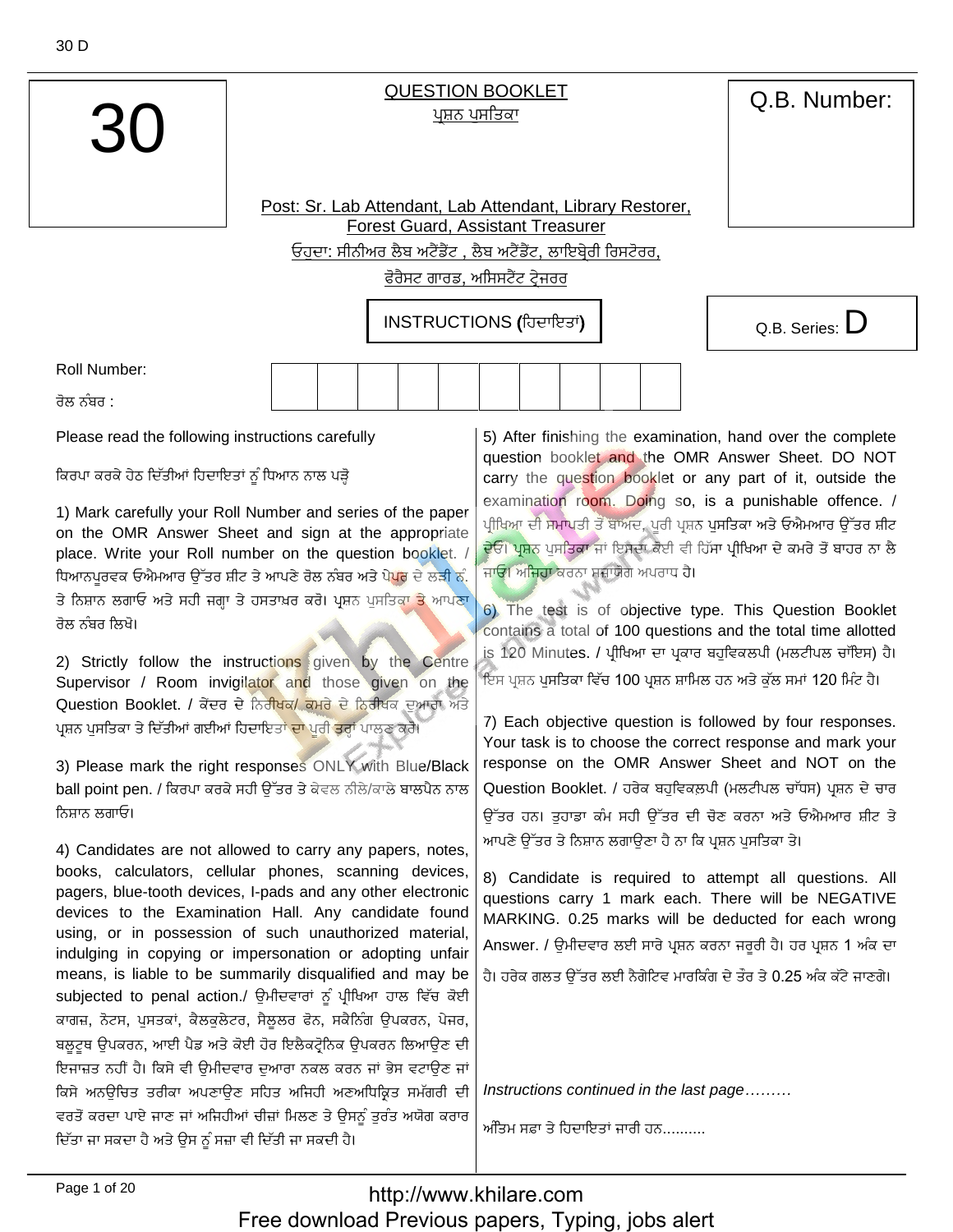30

# QUESTION BOOKLET
## ਪ੍ਰਸ਼ਨ ਪਸਤਿਕਾ

Q.B. Number:

Post: Sr. Lab Attendant, Lab Attendant, Library Restorer, Forest Guard, Assistant Treasurer

ਓਹੁਦਾ: ਸੀਨੀਅਰ ਲੈਬ ਅਟੈਂਡੈਂਟ , ਲੈਬ ਅਟੈਂਡੈਂਟ, ਲਾਇਬ੍ਰੇਰੀ ਰਿਸਟੋਰਰ, ਫੋਰੈਸਟ ਗਾਰਡ, ਅਸਿਸਟੈਂਟ ਟ੍ਰੇਜਰਰ

**INSTRUCTIONS (ਹਿਦਾਇਤਾਂ)**

Q.B. Series: D

Roll Number:

ਰੋਲ ਨੰਬਰ :

| | | | | | | | | | |
|---|---|---|---|---|---|---|---|---|---|
| | | | | | | | | | |

Please read the following instructions carefully

ਕਿਰਪਾ ਕਰਕੇ ਹੇਠ ਦਿੱਤੀਆਂ ਹਿਦਾਇਤਾਂ ਨੂੰ ਧਿਆਨ ਨਾਲ ਪੜ੍ਹੋ

1) Mark carefully your Roll Number and series of the paper on the OMR Answer Sheet and sign at the appropriate place. Write your Roll number on the question booklet. / ਧਿਆਨਪੂਰਵਕ ਓਐਮਆਰ ਉੱਤਰ ਸ਼ੀਟ ਤੇ ਆਪਣੇ ਰੋਲ ਨੰਬਰ ਅਤੇ ਪੇਪਰ ਦੇ ਲੜੀ ਨੰ. ਤੇ ਨਿਸ਼ਾਨ ਲਗਾਓ ਅਤੇ ਸਹੀ ਜਗ੍ਹਾ ਤੇ ਹਸਤਾਖ਼ਰ ਕਰੋ। ਪ੍ਰਸ਼ਨ ਪੁਸਤਿਕਾ ਤੇ ਆਪਣਾ ਰੋਲ ਨੰਬਰ ਲਿਖੋ।

2) Strictly follow the instructions given by the Centre Supervisor / Room invigilator and those given on the Question Booklet. / ਕੇਂਦਰ ਦੇ ਨਿਰੀਖਕ/ ਕਮਰੇ ਦੇ ਨਿਰੀਖਕ ਦੁਆਰਾ ਅਤੇ ਪ੍ਰਸ਼ਨ ਪੁਸਤਿਕਾ ਤੇ ਦਿੱਤੀਆਂ ਗਈਆਂ ਹਿਦਾਇਤਾਂ ਦਾ ਪੂਰੀ ਤਰ੍ਹਾਂ ਪਾਲਣ ਕਰੋ।

3) Please mark the right responses ONLY with Blue/Black ball point pen. / ਕਿਰਪਾ ਕਰਕੇ ਸਹੀ ਉੱਤਰ ਤੇ ਕੇਵਲ ਨੀਲੇ/ਕਾਲੇ ਬਾਲਪੈਨ ਨਾਲ ਨਿਸ਼ਾਨ ਲਗਾਓ।

4) Candidates are not allowed to carry any papers, notes, books, calculators, cellular phones, scanning devices, pagers, blue-tooth devices, I-pads and any other electronic devices to the Examination Hall. Any candidate found using, or in possession of such unauthorized material, indulging in copying or impersonation or adopting unfair means, is liable to be summarily disqualified and may be subjected to penal action./ ਉਮੀਦਵਾਰਾਂ ਨੂੰ ਪ੍ਰੀਖਿਆ ਹਾਲ ਵਿੱਚ ਕੋਈ ਕਾਗਜ਼, ਨੋਟਸ, ਪੁਸਤਕਾਂ, ਕੈਲਕੁਲੇਟਰ, ਸੈਲੂਲਰ ਫੋਨ, ਸਕੈਨਿੰਗ ਉਪਕਰਨ, ਪੇਜਰ, ਬਲੂਟੂਥ ਉਪਕਰਨ, ਆਈ ਪੈਡ ਅਤੇ ਕੋਈ ਹੋਰ ਇਲੈਕਟ੍ਰੋਨਿਕ ਉਪਕਰਨ ਲਿਆਉਣ ਦੀ ਇਜਾਜ਼ਤ ਨਹੀਂ ਹੈ। ਕਿਸੇ ਵੀ ਉਮੀਦਵਾਰ ਦੁਆਰਾ ਨਕਲ ਕਰਨ ਜਾਂ ਭੇਸ ਵਟਾਉਣ ਜਾਂ ਕਿਸੇ ਅਨਉਚਿਤ ਤਰੀਕਾ ਅਪਣਾਉਣ ਸਹਿਤ ਅਜਿਹੀ ਅਣਅਧਿਕ੍ਰਿਤ ਸਮੱਗਰੀ ਦੀ ਵਰਤੋਂ ਕਰਦਾ ਪਾਏ ਜਾਣ ਜਾਂ ਅਜਿਹੀਆਂ ਚੀਜ਼ਾਂ ਮਿਲਣ ਤੇ ਉਸਨੂੰ ਤੁਰੰਤ ਅਯੋਗ ਕਰਾਰ ਦਿੱਤਾ ਜਾ ਸਕਦਾ ਹੈ ਅਤੇ ਉਸ ਨੂੰ ਸਜ਼ਾ ਵੀ ਦਿੱਤੀ ਜਾ ਸਕਦੀ ਹੈ।

5) After finishing the examination, hand over the complete question booklet and the OMR Answer Sheet. DO NOT carry the question booklet or any part of it, outside the examination room. Doing so, is a punishable offence. / ਪ੍ਰੀਖਿਆ ਦੀ ਸਮਾਪਤੀ ਤੋਂ ਬਾਅਦ, ਪੂਰੀ ਪ੍ਰਸ਼ਨ ਪੁਸਤਿਕਾ ਅਤੇ ਓਐਮਆਰ ਉੱਤਰ ਸ਼ੀਟ ਦੇਓ। ਪ੍ਰਸ਼ਨ ਪੁਸਤਿਕਾ ਜਾਂ ਇਸਦਾ ਕੋਈ ਵੀ ਹਿੱਸਾ ਪ੍ਰੀਖਿਆ ਦੇ ਕਮਰੇ ਤੋਂ ਬਾਹਰ ਨਾ ਲੈ ਜਾਓ। ਅਜਿਹਾ ਕਰਨਾ ਸਜ਼ਾਯੋਗ ਅਪਰਾਧ ਹੈ।

6) The test is of objective type. This Question Booklet contains a total of 100 questions and the total time allotted is 120 Minutes. / ਪ੍ਰੀਖਿਆ ਦਾ ਪ੍ਰਕਾਰ ਬਹੁਵਿਕਲਪੀ (ਮਲਟੀਪਲ ਚਾੱਇਸ) ਹੈ। ਇਸ ਪ੍ਰਸ਼ਨ ਪੁਸਤਿਕਾ ਵਿੱਚ 100 ਪ੍ਰਸ਼ਨ ਸ਼ਾਮਿਲ ਹਨ ਅਤੇ ਕੁੱਲ ਸਮਾਂ 120 ਮਿੰਟ ਹੈ।

7) Each objective question is followed by four responses. Your task is to choose the correct response and mark your response on the OMR Answer Sheet and NOT on the Question Booklet. / ਹਰੇਕ ਬਹੁਵਿਕਲਪੀ (ਮਲਟੀਪਲ ਚਾੱਇਸ) ਪ੍ਰਸ਼ਨ ਦੇ ਚਾਰ ਉੱਤਰ ਹਨ। ਤੁਹਾਡਾ ਕੰਮ ਸਹੀ ਉੱਤਰ ਦੀ ਚੋਣ ਕਰਨਾ ਅਤੇ ਓਐਮਆਰ ਸ਼ੀਟ ਤੇ ਆਪਣੇ ਉੱਤਰ ਤੇ ਨਿਸ਼ਾਨ ਲਗਾਉਣਾ ਹੈ ਨਾ ਕਿ ਪ੍ਰਸ਼ਨ ਪੁਸਤਿਕਾ ਤੇ।

8) Candidate is required to attempt all questions. All questions carry 1 mark each. There will be NEGATIVE MARKING. 0.25 marks will be deducted for each wrong Answer. / ਉਮੀਦਵਾਰ ਲਈ ਸਾਰੇ ਪ੍ਰਸ਼ਨ ਕਰਨਾ ਜਰੂਰੀ ਹੈ। ਹਰ ਪ੍ਰਸ਼ਨ 1 ਅੰਕ ਦਾ ਹੈ। ਹਰੇਕ ਗਲਤ ਉੱਤਰ ਲਈ ਨੈਗੇਟਿਵ ਮਾਰਕਿੰਗ ਦੇ ਤੌਰ ਤੇ 0.25 ਅੰਕ ਕੱਟੇ ਜਾਣਗੇ।

*Instructions continued in the last page………*

ਅੰਤਿਮ ਸਫ਼ਾ ਤੇ ਹਿਦਾਇਤਾਂ ਜਾਰੀ ਹਨ..........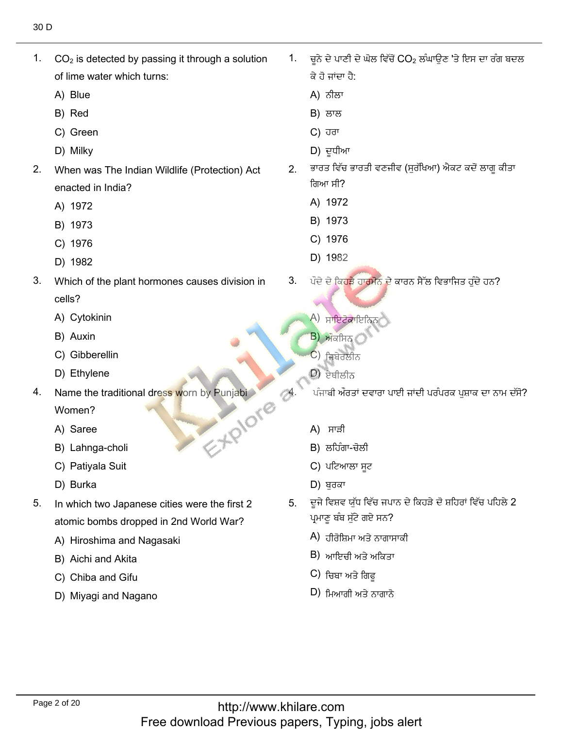30 D

1. $CO_2$ is detected by passing it through a solution of lime water which turns:
   - A) Blue
   - B) Red
   - C) Green
   - D) Milky

2. When was The Indian Wildlife (Protection) Act enacted in India?
   - A) 1972
   - B) 1973
   - C) 1976
   - D) 1982

3. Which of the plant hormones causes division in cells?
   - A) Cytokinin
   - B) Auxin
   - C) Gibberellin
   - D) Ethylene

4. Name the traditional dress worn by Punjabi Women?
   - A) Saree
   - B) Lahnga-choli
   - C) Patiyala Suit
   - D) Burka

5. In which two Japanese cities were the first 2 atomic bombs dropped in 2nd World War?
   - A) Hiroshima and Nagasaki
   - B) Aichi and Akita
   - C) Chiba and Gifu
   - D) Miyagi and Nagano

1. ਚੂਨੇ ਦੇ ਪਾਣੀ ਦੇ ਘੋਲ ਵਿੱਚੋਂ $CO_2$ ਲੰਘਾਉਣ 'ਤੇ ਇਸ ਦਾ ਰੰਗ ਬਦਲ ਕੇ ਹੋ ਜਾਂਦਾ ਹੈ:
   - A) ਨੀਲਾ
   - B) ਲਾਲ
   - C) ਹਰਾ
   - D) ਦੂਧੀਆ

2. ਭਾਰਤ ਵਿੱਚ ਭਾਰਤੀ ਵਣਜੀਵ (ਸੁਰੱਖਿਆ) ਐਕਟ ਕਦੋਂ ਲਾਗੂ ਕੀਤਾ ਗਿਆ ਸੀ?
   - A) 1972
   - B) 1973
   - C) 1976
   - D) 1982

3. ਪੌਦੇ ਦੇ ਕਿਹੜੇ ਹਾਰਮੋਨ ਦੇ ਕਾਰਨ ਸੈੱਲ ਵਿਭਾਜਿਤ ਹੁੰਦੇ ਹਨ?
   - A) ਸਾਇਟੋਕਾਇਨਿਨ
   - B) ਔਕਸਿਨ
   - C) ਜ਼ਿਬੇਰਲੀਨ
   - D) ਏਥੀਲੀਨ

4. ਪੰਜਾਬੀ ਔਰਤਾਂ ਦਵਾਰਾ ਪਾਈ ਜਾਂਦੀ ਪਰੰਪਰਕ ਪੁਸ਼ਾਕ ਦਾ ਨਾਮ ਦੱਸੋ?
   - A) ਸਾੜੀ
   - B) ਲਹਿੰਗਾ-ਚੋਲੀ
   - C) ਪਟਿਆਲਾ ਸੂਟ
   - D) ਬੁਰਕਾ

5. ਦੂਜੇ ਵਿਸ਼ਵ ਯੁੱਧ ਵਿੱਚ ਜਪਾਨ ਦੇ ਕਿਹੜੇ ਦੋ ਸ਼ਹਿਰਾਂ ਵਿੱਚ ਪਹਿਲੇ 2 ਪ੍ਰਮਾਣੂ ਬੰਬ ਸੁੱਟੇ ਗਏ ਸਨ?
   - A) ਹੀਰੋਸ਼ਿਮਾ ਅਤੇ ਨਾਗਾਸਾਕੀ
   - B) ਆਇਚੀ ਅਤੇ ਅਕਿਤਾ
   - C) ਚਿਬਾ ਅਤੇ ਗਿਫੂ
   - D) ਮਿਆਗੀ ਅਤੇ ਨਾਗਾਨੋ

http://www.khilare.com
Free download Previous papers, Typing, jobs alert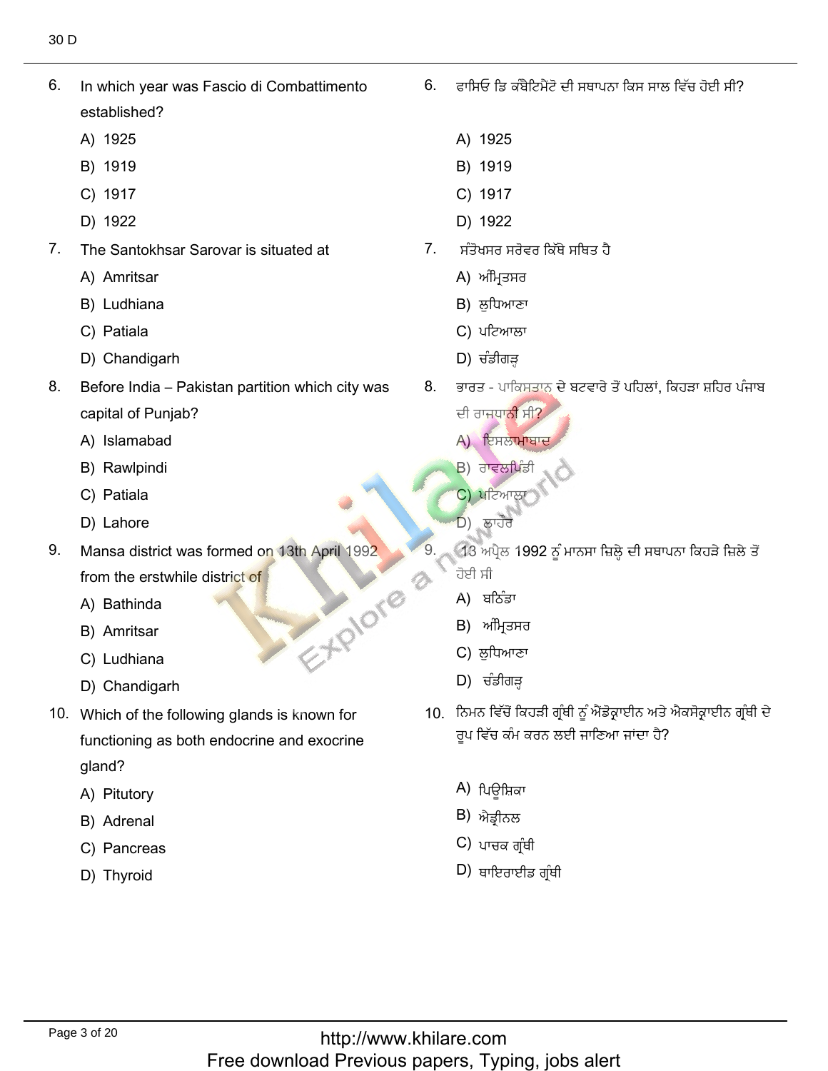6. In which year was Fascio di Combattimento established?

   A) 1925
   B) 1919
   C) 1917
   D) 1922

7. The Santokhsar Sarovar is situated at

   A) Amritsar
   B) Ludhiana
   C) Patiala
   D) Chandigarh

8. Before India – Pakistan partition which city was capital of Punjab?

   A) Islamabad
   B) Rawlpindi
   C) Patiala
   D) Lahore

9. Mansa district was formed on 13th April 1992 from the erstwhile district of

   A) Bathinda
   B) Amritsar
   C) Ludhiana
   D) Chandigarh

10. Which of the following glands is known for functioning as both endocrine and exocrine gland?

    A) Pitutory
    B) Adrenal
    C) Pancreas
    D) Thyroid

6. ਫਾਸਿਓ ਡਿ ਕੰਬੈਟਿਮੈਂਟੋ ਦੀ ਸਥਾਪਨਾ ਕਿਸ ਸਾਲ ਵਿੱਚ ਹੋਈ ਸੀ?

   A) 1925
   B) 1919
   C) 1917
   D) 1922

7. ਸੰਤੋਖਸਰ ਸਰੋਵਰ ਕਿੱਥੇ ਸਥਿਤ ਹੈ

   A) ਅੰਮ੍ਰਿਤਸਰ
   B) ਲੁਧਿਆਣਾ
   C) ਪਟਿਆਲਾ
   D) ਚੰਡੀਗੜ੍ਹ

8. ਭਾਰਤ - ਪਾਕਿਸਤਾਨ ਦੇ ਬਟਵਾਰੇ ਤੋਂ ਪਹਿਲਾਂ, ਕਿਹੜਾ ਸ਼ਹਿਰ ਪੰਜਾਬ ਦੀ ਰਾਜਧਾਨੀ ਸੀ?

   A) ਇਸਲਾਮਾਬਾਦ
   B) ਰਾਵਲਪਿੰਡੀ
   C) ਪਟਿਆਲਾ
   D) ਲਾਹੌਰ

9. 13 ਅਪ੍ਰੈਲ 1992 ਨੂੰ ਮਾਨਸਾ ਜ਼ਿਲ੍ਹੇ ਦੀ ਸਥਾਪਨਾ ਕਿਹੜੇ ਜ਼ਿਲੇ ਤੋਂ ਹੋਈ ਸੀ

   A) ਬਠਿੰਡਾ
   B) ਅੰਮ੍ਰਿਤਸਰ
   C) ਲੁਧਿਆਣਾ
   D) ਚੰਡੀਗੜ੍ਹ

10. ਨਿਮਨ ਵਿੱਚੋਂ ਕਿਹੜੀ ਗ੍ਰੰਥੀ ਨੂੰ ਐਂਡੋਕ੍ਰਾਈਨ ਅਤੇ ਐਕਸੋਕ੍ਰਾਈਨ ਗ੍ਰੰਥੀ ਦੇ ਰੂਪ ਵਿੱਚ ਕੰਮ ਕਰਨ ਲਈ ਜਾਣਿਆ ਜਾਂਦਾ ਹੈ?

    A) ਪਿਊਸ਼ਿਕਾ
    B) ਐਡ੍ਰੀਨਲ
    C) ਪਾਚਕ ਗ੍ਰੰਥੀ
    D) ਥਾਇਰਾਈਡ ਗ੍ਰੰਥੀ

http://www.khilare.com
Free download Previous papers, Typing, jobs alert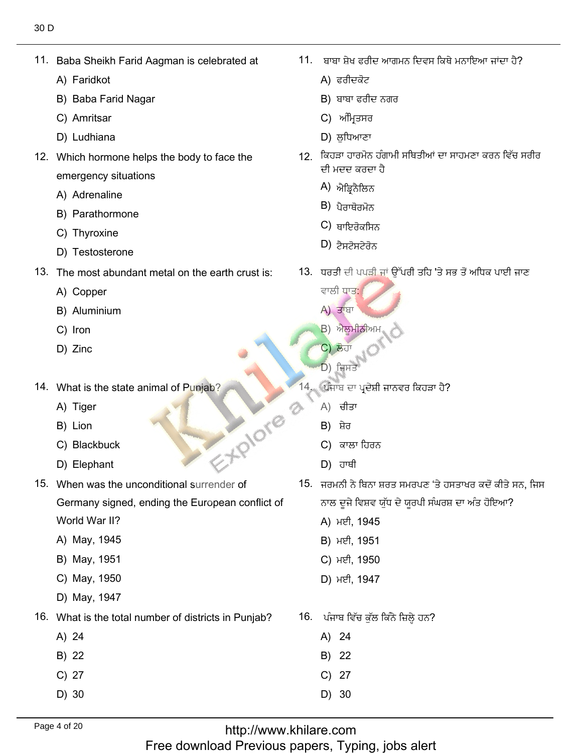11. Baba Sheikh Farid Aagman is celebrated at
    A) Faridkot
    B) Baba Farid Nagar
    C) Amritsar
    D) Ludhiana

11. ਬਾਬਾ ਸ਼ੇਖ ਫਰੀਦ ਆਗਮਨ ਦਿਵਸ ਕਿਥੇ ਮਨਾਇਆ ਜਾਂਦਾ ਹੈ?
    A) ਫਰੀਦਕੋਟ
    B) ਬਾਬਾ ਫਰੀਦ ਨਗਰ
    C) ਅੰਮ੍ਰਿਤਸਰ
    D) ਲੁਧਿਆਣਾ

12. Which hormone helps the body to face the emergency situations
    A) Adrenaline
    B) Parathormone
    C) Thyroxine
    D) Testosterone

12. ਕਿਹੜਾ ਹਾਰਮੋਨ ਹੰਗਾਮੀ ਸਥਿਤੀਆਂ ਦਾ ਸਾਹਮਣਾ ਕਰਨ ਵਿੱਚ ਸਰੀਰ ਦੀ ਮਦਦ ਕਰਦਾ ਹੈ
    A) ਐਡ੍ਰਿਨੈਲਿਨ
    B) ਪੈਰਾਥੋਰਮੋਨ
    C) ਥਾਇਰੋਕਸਿਨ
    D) ਟੈਸਟੋਸਟੇਰੋਨ

13. The most abundant metal on the earth crust is:
    A) Copper
    B) Aluminium
    C) Iron
    D) Zinc

13. ਧਰਤੀ ਦੀ ਪਪੜੀ ਜਾਂ ਉੱਪਰੀ ਤਹਿ 'ਤੇ ਸਭ ਤੋਂ ਅਧਿਕ ਪਾਈ ਜਾਣ ਵਾਲੀ ਧਾਤ:
    A) ਤਾਂਬਾ
    B) ਐਲੂਮੀਨੀਅਮ
    C) ਲੋਹਾ
    D) ਜ਼ਿਸਤ

14. What is the state animal of Punjab?
    A) Tiger
    B) Lion
    C) Blackbuck
    D) Elephant

14. ਪੰਜਾਬ ਦਾ ਪ੍ਰਦੇਸ਼ੀ ਜਾਨਵਰ ਕਿਹੜਾ ਹੈ?
    A) ਚੀਤਾ
    B) ਸ਼ੇਰ
    C) ਕਾਲਾ ਹਿਰਨ
    D) ਹਾਥੀ

15. When was the unconditional surrender of Germany signed, ending the European conflict of World War II?
    A) May, 1945
    B) May, 1951
    C) May, 1950
    D) May, 1947

15. ਜਰਮਨੀ ਨੇ ਬਿਨਾ ਸ਼ਰਤ ਸਮਰਪਣ 'ਤੇ ਹਸਤਾਖਰ ਕਦੋਂ ਕੀਤੇ ਸਨ, ਜਿਸ ਨਾਲ ਦੂਜੇ ਵਿਸ਼ਵ ਯੁੱਧ ਦੇ ਯੂਰਪੀ ਸੰਘਰਸ਼ ਦਾ ਅੰਤ ਹੋਇਆ?
    A) ਮਈ, 1945
    B) ਮਈ, 1951
    C) ਮਈ, 1950
    D) ਮਈ, 1947

16. What is the total number of districts in Punjab?
    A) 24
    B) 22
    C) 27
    D) 30

16. ਪੰਜਾਬ ਵਿੱਚ ਕੁੱਲ ਕਿੰਨੇ ਜ਼ਿਲ੍ਹੇ ਹਨ?
    A) 24
    B) 22
    C) 27
    D) 30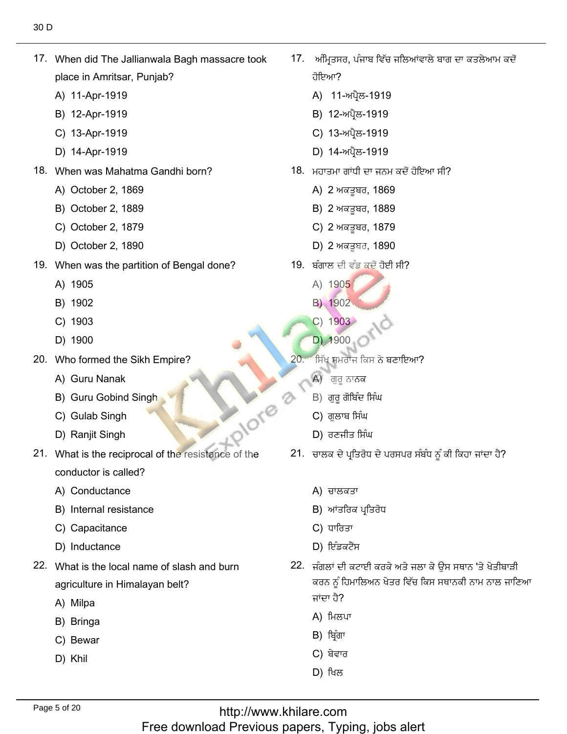17. When did The Jallianwala Bagh massacre took place in Amritsar, Punjab?

    A) 11-Apr-1919
    B) 12-Apr-1919
    C) 13-Apr-1919
    D) 14-Apr-1919

17. ਅੰਮ੍ਰਿਤਸਰ, ਪੰਜਾਬ ਵਿੱਚ ਜਲਿਆਂਵਾਲੇ ਬਾਗ ਦਾ ਕਤਲੇਆਮ ਕਦੋਂ ਹੋਇਆ?

    A) 11-ਅਪ੍ਰੈਲ-1919
    B) 12-ਅਪ੍ਰੈਲ-1919
    C) 13-ਅਪ੍ਰੈਲ-1919
    D) 14-ਅਪ੍ਰੈਲ-1919

18. When was Mahatma Gandhi born?

    A) October 2, 1869
    B) October 2, 1889
    C) October 2, 1879
    D) October 2, 1890

18. ਮਹਾਤਮਾ ਗਾਂਧੀ ਦਾ ਜਨਮ ਕਦੋਂ ਹੋਇਆ ਸੀ?

    A) 2 ਅਕਤੂਬਰ, 1869
    B) 2 ਅਕਤੂਬਰ, 1889
    C) 2 ਅਕਤੂਬਰ, 1879
    D) 2 ਅਕਤੂਬਰ, 1890

19. When was the partition of Bengal done?

    A) 1905
    B) 1902
    C) 1903
    D) 1900

19. ਬੰਗਾਲ ਦੀ ਵੰਡ ਕਦੋਂ ਹੋਈ ਸੀ?

    A) 1905
    B) 1902
    C) 1903
    D) 1900

20. Who formed the Sikh Empire?

    A) Guru Nanak
    B) Guru Gobind Singh
    C) Gulab Singh
    D) Ranjit Singh

20. ਸਿੱਖ ਸਮਰਾਜ ਕਿਸ ਨੇ ਬਣਾਇਆ?

    A) ਗੁਰੂ ਨਾਨਕ
    B) ਗੁਰੂ ਗੋਬਿੰਦ ਸਿੰਘ
    C) ਗੁਲਾਬ ਸਿੰਘ
    D) ਰਣਜੀਤ ਸਿੰਘ

21. What is the reciprocal of the resistance of the conductor is called?

    A) Conductance
    B) Internal resistance
    C) Capacitance
    D) Inductance

21. ਚਾਲਕ ਦੇ ਪ੍ਰਤਿਰੋਧ ਦੇ ਪਰਸਪਰ ਸੰਬੰਧ ਨੂੰ ਕੀ ਕਿਹਾ ਜਾਂਦਾ ਹੈ?

    A) ਚਾਲਕਤਾ
    B) ਆਂਤਰਿਕ ਪ੍ਰਤਿਰੋਧ
    C) ਧਾਰਿਤਾ
    D) ਇੰਡਕਟੈਂਸ

22. What is the local name of slash and burn agriculture in Himalayan belt?

    A) Milpa
    B) Bringa
    C) Bewar
    D) Khil

22. ਜੰਗਲਾਂ ਦੀ ਕਟਾਈ ਕਰਕੇ ਅਤੇ ਜਲਾ ਕੇ ਉਸ ਸਥਾਨ 'ਤੇ ਖੇਤੀਬਾੜੀ ਕਰਨ ਨੂੰ ਹਿਮਾਲਿਅਨ ਖੇਤਰ ਵਿੱਚ ਕਿਸ ਸਥਾਨਕੀ ਨਾਮ ਨਾਲ ਜਾਣਿਆ ਜਾਂਦਾ ਹੈ?

    A) ਮਿਲਪਾ
    B) ਬ੍ਰਿੰਗਾ
    C) ਬੇਵਾਰ
    D) ਖਿਲ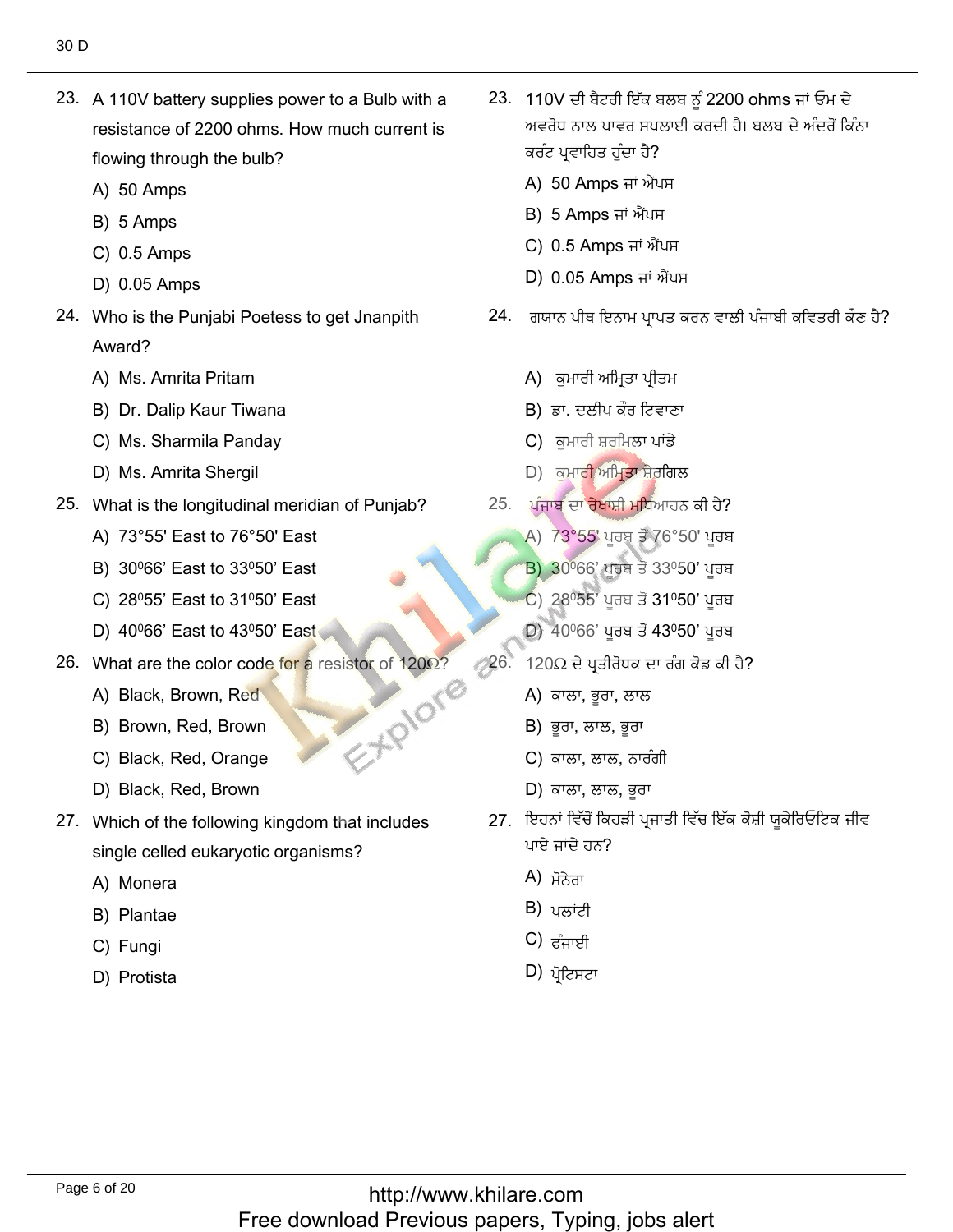23. A 110V battery supplies power to a Bulb with a resistance of 2200 ohms. How much current is flowing through the bulb?
    - A) 50 Amps
    - B) 5 Amps
    - C) 0.5 Amps
    - D) 0.05 Amps

24. Who is the Punjabi Poetess to get Jnanpith Award?
    - A) Ms. Amrita Pritam
    - B) Dr. Dalip Kaur Tiwana
    - C) Ms. Sharmila Panday
    - D) Ms. Amrita Shergil

25. What is the longitudinal meridian of Punjab?
    - A) 73°55' East to 76°50' East
    - B) $30^0 66'$ East to $33^0 50'$ East
    - C) $28^0 55'$ East to $31^0 50'$ East
    - D) $40^0 66'$ East to $43^0 50'$ East

26. What are the color code for a resistor of 120Ω?
    - A) Black, Brown, Red
    - B) Brown, Red, Brown
    - C) Black, Red, Orange
    - D) Black, Red, Brown

27. Which of the following kingdom that includes single celled eukaryotic organisms?
    - A) Monera
    - B) Plantae
    - C) Fungi
    - D) Protista

23. 110V ਦੀ ਬੈਟਰੀ ਇੱਕ ਬਲਬ ਨੂੰ 2200 ohms ਜਾਂ ਓਮ ਦੇ ਅਵਰੋਧ ਨਾਲ ਪਾਵਰ ਸਪਲਾਈ ਕਰਦੀ ਹੈ। ਬਲਬ ਦੇ ਅੰਦਰੋਂ ਕਿੰਨਾ ਕਰੰਟ ਪ੍ਰਵਾਹਿਤ ਹੁੰਦਾ ਹੈ?
    - A) 50 Amps ਜਾਂ ਐਂਪਸ
    - B) 5 Amps ਜਾਂ ਐਂਪਸ
    - C) 0.5 Amps ਜਾਂ ਐਂਪਸ
    - D) 0.05 Amps ਜਾਂ ਐਂਪਸ

24. ਗਯਾਨ ਪੀਥ ਇਨਾਮ ਪ੍ਰਾਪਤ ਕਰਨ ਵਾਲੀ ਪੰਜਾਬੀ ਕਵਿਤਰੀ ਕੌਣ ਹੈ?
    - A) ਕੁਮਾਰੀ ਅਮ੍ਰਿਤਾ ਪ੍ਰੀਤਮ
    - B) ਡਾ. ਦਲੀਪ ਕੌਰ ਟਿਵਾਣਾ
    - C) ਕੁਮਾਰੀ ਸ਼ਰਮਿਲਾ ਪਾਂਡੇ
    - D) ਕੁਮਾਰੀ ਅਮ੍ਰਿਤਾ ਸ਼ੇਰਗਿਲ

25. ਪੰਜਾਬ ਦਾ ਰੇਖਾਂਸ਼ੀ ਮਧਿਆਹਨ ਕੀ ਹੈ?
    - A) 73°55' ਪੂਰਬ ਤੋਂ 76°50' ਪੂਰਬ
    - B) $30^0 66'$ ਪੂਰਬ ਤੋਂ $33^0 50'$ ਪੂਰਬ
    - C) $28^0 55'$ ਪੂਰਬ ਤੋਂ $31^0 50'$ ਪੂਰਬ
    - D) $40^0 66'$ ਪੂਰਬ ਤੋਂ $43^0 50'$ ਪੂਰਬ

26. 120Ω ਦੇ ਪ੍ਰਤੀਰੋਧਕ ਦਾ ਰੰਗ ਕੋਡ ਕੀ ਹੈ?
    - A) ਕਾਲਾ, ਭੂਰਾ, ਲਾਲ
    - B) ਭੂਰਾ, ਲਾਲ, ਭੂਰਾ
    - C) ਕਾਲਾ, ਲਾਲ, ਨਾਰੰਗੀ
    - D) ਕਾਲਾ, ਲਾਲ, ਭੂਰਾ

27. ਇਹਨਾਂ ਵਿੱਚੋਂ ਕਿਹੜੀ ਪ੍ਰਜਾਤੀ ਵਿੱਚ ਇੱਕ ਕੋਸ਼ੀ ਯੂਕੇਰਿਓਟਿਕ ਜੀਵ ਪਾਏ ਜਾਂਦੇ ਹਨ?
    - A) ਮੋਨੇਰਾ
    - B) ਪਲਾਂਟੀ
    - C) ਫੰਜਾਈ
    - D) ਪ੍ਰੋਟਿਸਟਾ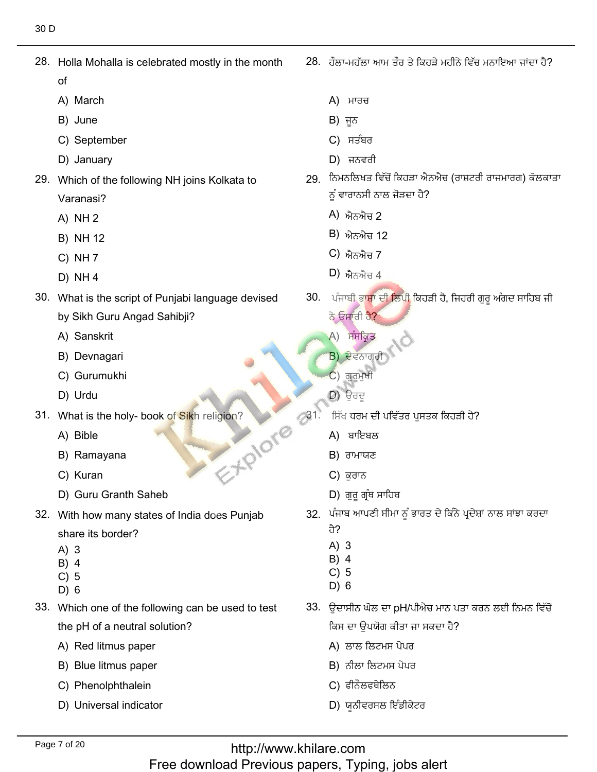28. Holla Mohalla is celebrated mostly in the month of

A) March
B) June
C) September
D) January

28. ਹੋਲਾ-ਮਹੱਲਾ ਆਮ ਤੌਰ ਤੇ ਕਿਹੜੇ ਮਹੀਨੇ ਵਿੱਚ ਮਨਾਇਆ ਜਾਂਦਾ ਹੈ?

A) ਮਾਰਚ
B) ਜੂਨ
C) ਸਤੰਬਰ
D) ਜਨਵਰੀ

29. Which of the following NH joins Kolkata to Varanasi?

A) NH 2
B) NH 12
C) NH 7
D) NH 4

29. ਨਿਮਨਲਿਖਤ ਵਿੱਚੋਂ ਕਿਹੜਾ ਐਨਐਚ (ਰਾਸ਼ਟਰੀ ਰਾਜਮਾਰਗ) ਕੋਲਕਾਤਾ ਨੂੰ ਵਾਰਾਨਸੀ ਨਾਲ ਜੋੜਦਾ ਹੈ?

A) ਐਨਐਚ 2
B) ਐਨਐਚ 12
C) ਐਨਐਚ 7
D) ਐਨਐਚ 4

30. What is the script of Punjabi language devised by Sikh Guru Angad Sahibji?

A) Sanskrit
B) Devnagari
C) Gurumukhi
D) Urdu

30. ਪੰਜਾਬੀ ਭਾਸ਼ਾ ਦੀ ਲਿਪੀ ਕਿਹੜੀ ਹੈ, ਜਿਹਰੀ ਗੁਰੂ ਅੰਗਦ ਸਾਹਿਬ ਜੀ ਨੇ ਉਸਾਰੀ ਹੈ?

A) ਸੰਸਕ੍ਰਿਤ
B) ਦੇਵਨਾਗਰੀ
C) ਗੁਰਮੁਖੀ
D) ਉਰਦੂ

31. What is the holy- book of Sikh religion?

A) Bible
B) Ramayana
C) Kuran
D) Guru Granth Saheb

31. ਸਿੱਖ ਧਰਮ ਦੀ ਪਵਿੱਤਰ ਪੁਸਤਕ ਕਿਹੜੀ ਹੈ?

A) ਬਾਇਬਲ
B) ਰਾਮਾਯਣ
C) ਕੁਰਾਨ
D) ਗੁਰੂ ਗ੍ਰੰਥ ਸਾਹਿਬ

32. With how many states of India does Punjab share its border?

A) 3
B) 4
C) 5
D) 6

32. ਪੰਜਾਬ ਆਪਣੀ ਸੀਮਾ ਨੂੰ ਭਾਰਤ ਦੇ ਕਿੰਨੇ ਪ੍ਰਦੇਸ਼ਾਂ ਨਾਲ ਸਾਂਝਾ ਕਰਦਾ ਹੈ?

A) 3
B) 4
C) 5
D) 6

33. Which one of the following can be used to test the pH of a neutral solution?

A) Red litmus paper
B) Blue litmus paper
C) Phenolphthalein
D) Universal indicator

33. ਉਦਾਸੀਨ ਘੋਲ ਦਾ pH/ਪੀਐਚ ਮਾਨ ਪਤਾ ਕਰਨ ਲਈ ਨਿਮਨ ਵਿੱਚੋਂ ਕਿਸ ਦਾ ਉਪਯੋਗ ਕੀਤਾ ਜਾ ਸਕਦਾ ਹੈ?

A) ਲਾਲ ਲਿਟਮਸ ਪੇਪਰ
B) ਨੀਲਾ ਲਿਟਮਸ ਪੇਪਰ
C) ਫੀਨੌਲਫਥੇਲਿਨ
D) ਯੂਨੀਵਰਸਲ ਇੰਡੀਕੇਟਰ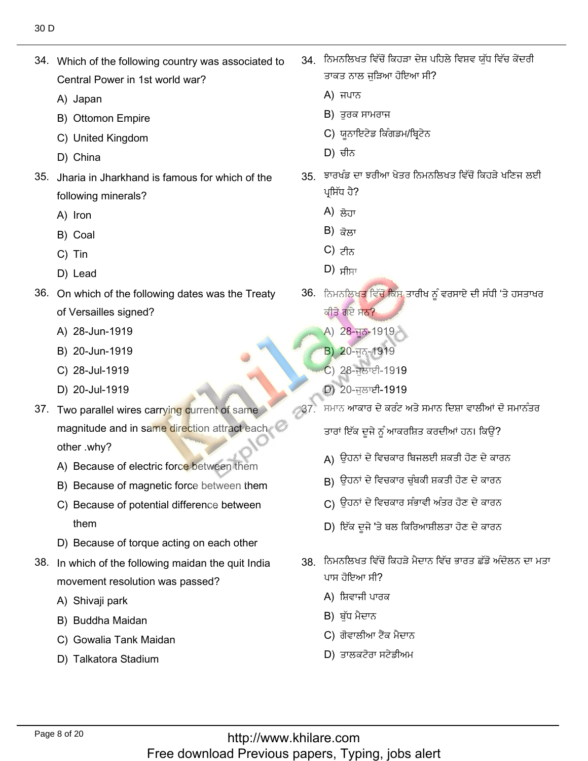34. Which of the following country was associated to Central Power in 1st world war?

A) Japan

B) Ottomon Empire

C) United Kingdom

D) China

34. ਨਿਮਨਲਿਖਤ ਵਿੱਚੋਂ ਕਿਹੜਾ ਦੇਸ਼ ਪਹਿਲੇ ਵਿਸ਼ਵ ਯੁੱਧ ਵਿੱਚ ਕੇਂਦਰੀ ਤਾਕਤ ਨਾਲ ਜੁੜਿਆ ਹੋਇਆ ਸੀ?

A) ਜਪਾਨ

B) ਤੁਰਕ ਸਾਮਰਾਜ

C) ਯੂਨਾਇਟੇਡ ਕਿੰਗਡਮ/ਬ੍ਰਿਟੇਨ

D) ਚੀਨ

35. Jharia in Jharkhand is famous for which of the following minerals?

A) Iron

B) Coal

C) Tin

D) Lead

35. ਝਾਰਖੰਡ ਦਾ ਝਰੀਆ ਖੇਤਰ ਨਿਮਨਲਿਖਤ ਵਿੱਚੋਂ ਕਿਹੜੇ ਖਣਿਜ ਲਈ ਪ੍ਰਸਿੱਧ ਹੈ?

A) ਲੋਹਾ

B) ਕੋਲਾ

C) ਟੀਨ

D) ਸੀਸਾ

36. On which of the following dates was the Treaty of Versailles signed?

A) 28-Jun-1919

B) 20-Jun-1919

C) 28-Jul-1919

D) 20-Jul-1919

36. ਨਿਮਨਲਿਖਤ ਵਿੱਚੋਂ ਕਿਸ ਤਾਰੀਖ ਨੂੰ ਵਰਸਾਏ ਦੀ ਸੰਧੀ 'ਤੇ ਹਸਤਾਖਰ ਕੀਤੇ ਗਏ ਸਨ?

A) 28-ਜੂਨ-1919

B) 20-ਜੂਨ-1919

C) 28-ਜੁਲਾਈ-1919

D) 20-ਜੁਲਾਈ-1919

37. Two parallel wires carrying current of same magnitude and in same direction attract each other .why?

A) Because of electric force between them

B) Because of magnetic force between them

C) Because of potential difference between them

D) Because of torque acting on each other

37. ਸਮਾਨ ਆਕਾਰ ਦੇ ਕਰੰਟ ਅਤੇ ਸਮਾਨ ਦਿਸ਼ਾ ਵਾਲੀਆਂ ਦੋ ਸਮਾਨੰਤਰ ਤਾਰਾਂ ਇੱਕ ਦੂਜੇ ਨੂੰ ਆਕਰਸ਼ਿਤ ਕਰਦੀਆਂ ਹਨ। ਕਿਉਂ?

A) ਉਹਨਾਂ ਦੇ ਵਿਚਕਾਰ ਬਿਜਲਈ ਸ਼ਕਤੀ ਹੋਣ ਦੇ ਕਾਰਨ

B) ਉਹਨਾਂ ਦੇ ਵਿਚਕਾਰ ਚੁੰਬਕੀ ਸ਼ਕਤੀ ਹੋਣ ਦੇ ਕਾਰਨ

C) ਉਹਨਾਂ ਦੇ ਵਿਚਕਾਰ ਸੰਭਾਵੀ ਅੰਤਰ ਹੋਣ ਦੇ ਕਾਰਨ

D) ਇੱਕ ਦੂਜੇ 'ਤੇ ਬਲ ਕਿਰਿਆਸ਼ੀਲਤਾ ਹੋਣ ਦੇ ਕਾਰਨ

38. In which of the following maidan the quit India movement resolution was passed?

A) Shivaji park

B) Buddha Maidan

C) Gowalia Tank Maidan

D) Talkatora Stadium

38. ਨਿਮਨਲਿਖਤ ਵਿੱਚੋਂ ਕਿਹੜੇ ਮੈਦਾਨ ਵਿੱਚ ਭਾਰਤ ਛੱਡੋ ਅੰਦੋਲਨ ਦਾ ਮਤਾ ਪਾਸ ਹੋਇਆ ਸੀ?

A) ਸ਼ਿਵਾਜੀ ਪਾਰਕ

B) ਬੁੱਧ ਮੈਦਾਨ

C) ਗੋਵਾਲੀਆ ਟੈਂਕ ਮੈਦਾਨ

D) ਤਾਲਕਟੋਰਾ ਸਟੇਡੀਅਮ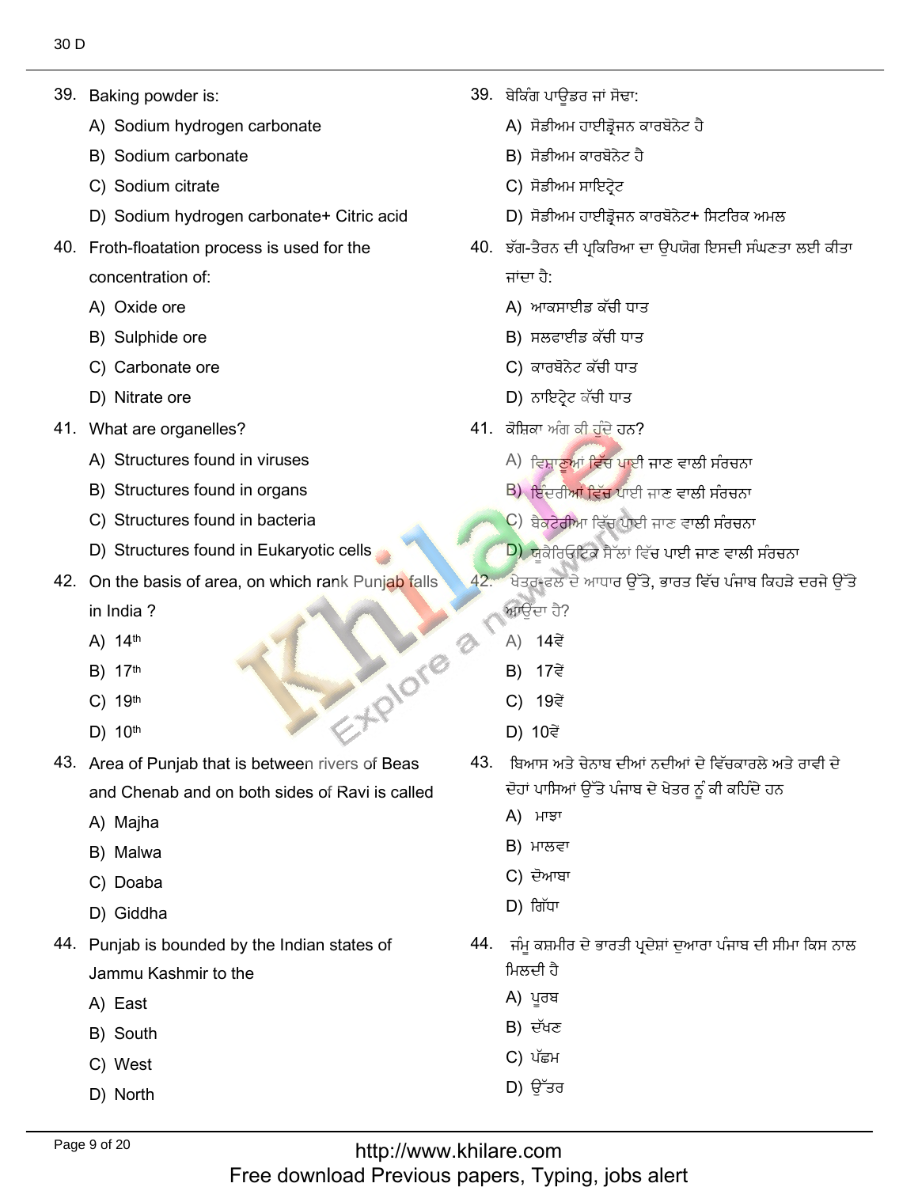39. Baking powder is:

A) Sodium hydrogen carbonate

B) Sodium carbonate

C) Sodium citrate

D) Sodium hydrogen carbonate+ Citric acid

39. ਬੇਕਿੰਗ ਪਾਊਡਰ ਜਾਂ ਸੋਢਾ:

A) ਸੋਡੀਅਮ ਹਾਈਡ੍ਰੋਜਨ ਕਾਰਬੋਨੇਟ ਹੈ

B) ਸੋਡੀਅਮ ਕਾਰਬੋਨੇਟ ਹੈ

C) ਸੋਡੀਅਮ ਸਾਇਟ੍ਰੇਟ

D) ਸੋਡੀਅਮ ਹਾਈਡ੍ਰੋਜਨ ਕਾਰਬੋਨੇਟ+ ਸਿਟਰਿਕ ਅਮਲ

40. Froth-floatation process is used for the concentration of:

A) Oxide ore

B) Sulphide ore

C) Carbonate ore

D) Nitrate ore

40. ਝੱਗ-ਤੈਰਨ ਦੀ ਪ੍ਰਕਿਰਿਆ ਦਾ ਉਪਯੋਗ ਇਸਦੀ ਸੰਘਣਤਾ ਲਈ ਕੀਤਾ ਜਾਂਦਾ ਹੈ:

A) ਆਕਸਾਈਡ ਕੱਚੀ ਧਾਤ

B) ਸਲਫਾਈਡ ਕੱਚੀ ਧਾਤ

C) ਕਾਰਬੋਨੇਟ ਕੱਚੀ ਧਾਤ

D) ਨਾਇਟ੍ਰੇਟ ਕੱਚੀ ਧਾਤ

41. What are organelles?

A) Structures found in viruses

B) Structures found in organs

C) Structures found in bacteria

D) Structures found in Eukaryotic cells

41. ਕੋਸ਼ਿਕਾ ਅੰਗ ਕੀ ਹੁੰਦੇ ਹਨ?

A) ਵਿਸ਼ਾਣੂਆਂ ਵਿੱਚ ਪਾਈ ਜਾਣ ਵਾਲੀ ਸੰਰਚਨਾ

B) ਇੰਦਰੀਆਂ ਵਿੱਚ ਪਾਈ ਜਾਣ ਵਾਲੀ ਸੰਰਚਨਾ

C) ਬੈਕਟੇਰੀਆ ਵਿੱਚ ਪਾਈ ਜਾਣ ਵਾਲੀ ਸੰਰਚਨਾ

D) ਯੂਕੈਰਿਓਟਿਕ ਸੈੱਲਾਂ ਵਿੱਚ ਪਾਈ ਜਾਣ ਵਾਲੀ ਸੰਰਚਨਾ

42. On the basis of area, on which rank Punjab falls in India ?

A) 14th

B) 17th

C) 19th

D) 10th

42. ਖੇਤਰ-ਫਲ ਦੇ ਆਧਾਰ ਉੱਤੇ, ਭਾਰਤ ਵਿੱਚ ਪੰਜਾਬ ਕਿਹੜੇ ਦਰਜੇ ਉੱਤੇ ਆਉਂਦਾ ਹੈ?

A) 14ਵੇਂ

B) 17ਵੇਂ

C) 19ਵੇਂ

D) 10ਵੇਂ

43. Area of Punjab that is between rivers of Beas and Chenab and on both sides of Ravi is called

A) Majha

B) Malwa

C) Doaba

D) Giddha

43. ਬਿਆਸ ਅਤੇ ਚੇਨਾਬ ਦੀਆਂ ਨਦੀਆਂ ਦੇ ਵਿੱਚਕਾਰਲੇ ਅਤੇ ਰਾਵੀ ਦੇ ਦੋਹਾਂ ਪਾਸਿਆਂ ਉੱਤੇ ਪੰਜਾਬ ਦੇ ਖੇਤਰ ਨੂੰ ਕੀ ਕਹਿੰਦੇ ਹਨ

A) ਮਾਝਾ

B) ਮਾਲਵਾ

C) ਦੋਆਬਾ

D) ਗਿੱਧਾ

44. Punjab is bounded by the Indian states of Jammu Kashmir to the

A) East

B) South

C) West

D) North

44. ਜੰਮੂ ਕਸ਼ਮੀਰ ਦੇ ਭਾਰਤੀ ਪ੍ਰਦੇਸ਼ਾਂ ਦੁਆਰਾ ਪੰਜਾਬ ਦੀ ਸੀਮਾ ਕਿਸ ਨਾਲ ਮਿਲਦੀ ਹੈ

A) ਪੂਰਬ

B) ਦੱਖਣ

C) ਪੱਛਮ

D) ਉੱਤਰ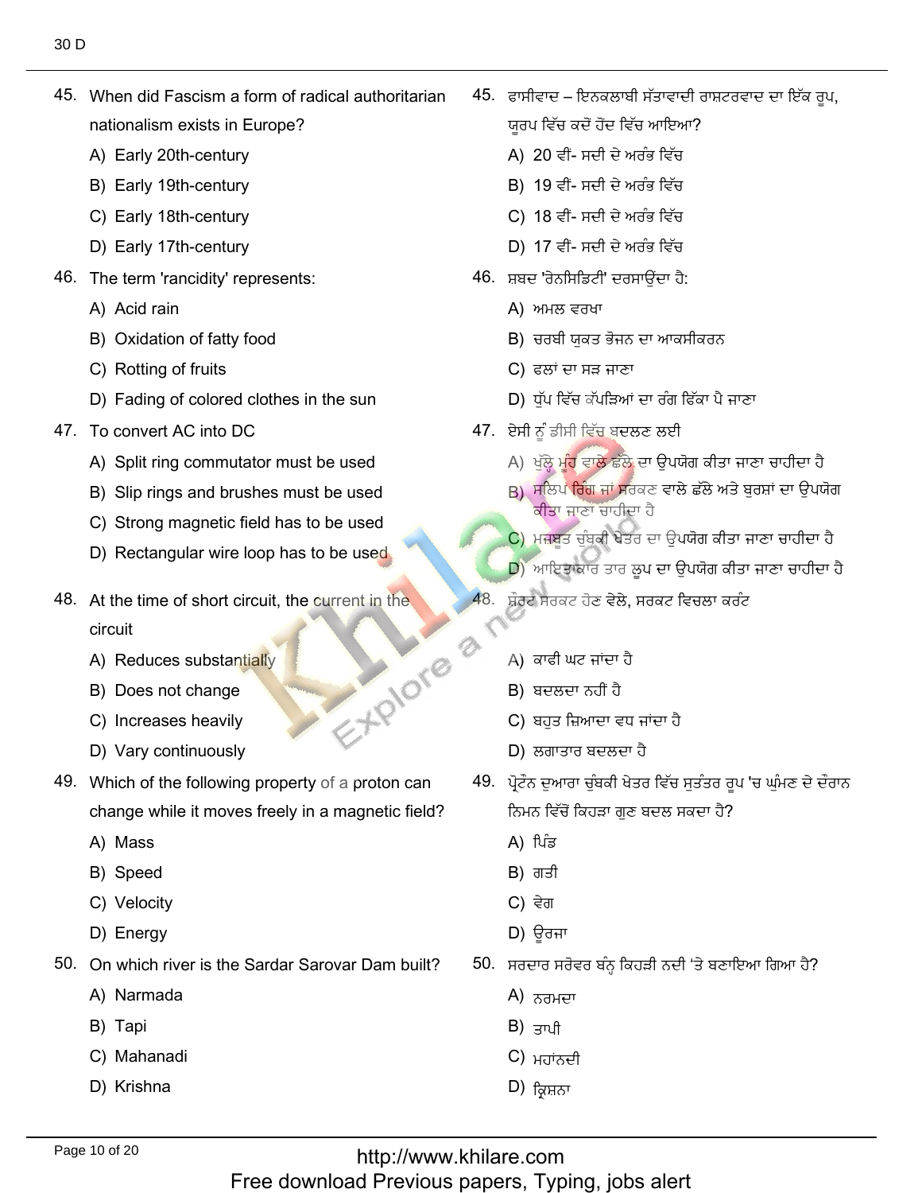45. When did Fascism a form of radical authoritarian nationalism exists in Europe?

A) Early 20th-century
B) Early 19th-century
C) Early 18th-century
D) Early 17th-century

45. ਫਾਸੀਵਾਦ – ਇਨਕਲਾਬੀ ਸੱਤਾਵਾਦੀ ਰਾਸ਼ਟਰਵਾਦ ਦਾ ਇੱਕ ਰੂਪ, ਯੂਰਪ ਵਿੱਚ ਕਦੋਂ ਹੋਂਦ ਵਿੱਚ ਆਇਆ?

A) 20 ਵੀਂ- ਸਦੀ ਦੇ ਅਰੰਭ ਵਿੱਚ
B) 19 ਵੀਂ- ਸਦੀ ਦੇ ਅਰੰਭ ਵਿੱਚ
C) 18 ਵੀਂ- ਸਦੀ ਦੇ ਅਰੰਭ ਵਿੱਚ
D) 17 ਵੀਂ- ਸਦੀ ਦੇ ਅਰੰਭ ਵਿੱਚ

46. The term 'rancidity' represents:

A) Acid rain
B) Oxidation of fatty food
C) Rotting of fruits
D) Fading of colored clothes in the sun

46. ਸ਼ਬਦ 'ਰੇਨਸਿਡਿਟੀ' ਦਰਸਾਉਂਦਾ ਹੈ:

A) ਅਮਲ ਵਰਖਾ
B) ਚਰਬੀ ਯੁਕਤ ਭੋਜਨ ਦਾ ਆਕਸੀਕਰਨ
C) ਫਲਾਂ ਦਾ ਸੜ ਜਾਣਾ
D) ਧੁੱਪ ਵਿੱਚ ਕੱਪੜਿਆਂ ਦਾ ਰੰਗ ਫਿੱਕਾ ਪੈ ਜਾਣਾ

47. To convert AC into DC

A) Split ring commutator must be used
B) Slip rings and brushes must be used
C) Strong magnetic field has to be used
D) Rectangular wire loop has to be used

47. ਏਸੀ ਨੂੰ ਡੀਸੀ ਵਿੱਚ ਬਦਲਣ ਲਈ

A) ਖੁੱਲ੍ਹੇ ਮੂੰਹ ਵਾਲੇ ਛੱਲੇ ਦਾ ਉਪਯੋਗ ਕੀਤਾ ਜਾਣਾ ਚਾਹੀਦਾ ਹੈ
B) ਸਲਿਪ ਰਿੰਗ ਜਾਂ ਸਰਕਣ ਵਾਲੇ ਛੱਲੇ ਅਤੇ ਬੁਰਸ਼ਾਂ ਦਾ ਉਪਯੋਗ ਕੀਤਾ ਜਾਣਾ ਚਾਹੀਦਾ ਹੈ
C) ਮਜ਼ਬੂਤ ਚੁੰਬਕੀ ਖੇਤਰ ਦਾ ਉਪਯੋਗ ਕੀਤਾ ਜਾਣਾ ਚਾਹੀਦਾ ਹੈ
D) ਆਇਤਾਕਾਰ ਤਾਰ ਲੂਪ ਦਾ ਉਪਯੋਗ ਕੀਤਾ ਜਾਣਾ ਚਾਹੀਦਾ ਹੈ

48. At the time of short circuit, the current in the circuit

A) Reduces substantially
B) Does not change
C) Increases heavily
D) Vary continuously

48. ਸ਼ੌਰਟ ਸਰਕਟ ਹੋਣ ਵੇਲੇ, ਸਰਕਟ ਵਿਚਲਾ ਕਰੰਟ

A) ਕਾਫੀ ਘਟ ਜਾਂਦਾ ਹੈ
B) ਬਦਲਦਾ ਨਹੀਂ ਹੈ
C) ਬਹੁਤ ਜ਼ਿਆਦਾ ਵਧ ਜਾਂਦਾ ਹੈ
D) ਲਗਾਤਾਰ ਬਦਲਦਾ ਹੈ

49. Which of the following property of a proton can change while it moves freely in a magnetic field?

A) Mass
B) Speed
C) Velocity
D) Energy

49. ਪ੍ਰੋਟੋਨ ਦੁਆਰਾ ਚੁੰਬਕੀ ਖੇਤਰ ਵਿੱਚ ਸੁਤੰਤਰ ਰੂਪ 'ਚ ਘੁੰਮਣ ਦੇ ਦੌਰਾਨ ਨਿਮਨ ਵਿੱਚੋਂ ਕਿਹੜਾ ਗੁਣ ਬਦਲ ਸਕਦਾ ਹੈ?

A) ਪਿੰਡ
B) ਗਤੀ
C) ਵੇਗ
D) ਉਰਜਾ

50. On which river is the Sardar Sarovar Dam built?

A) Narmada
B) Tapi
C) Mahanadi
D) Krishna

50. ਸਰਦਾਰ ਸਰੋਵਰ ਬੰਨ੍ਹ ਕਿਹੜੀ ਨਦੀ 'ਤੇ ਬਣਾਇਆ ਗਿਆ ਹੈ?

A) ਨਰਮਦਾ
B) ਤਾਪੀ
C) ਮਹਾਂਨਦੀ
D) ਕ੍ਰਿਸ਼ਨਾ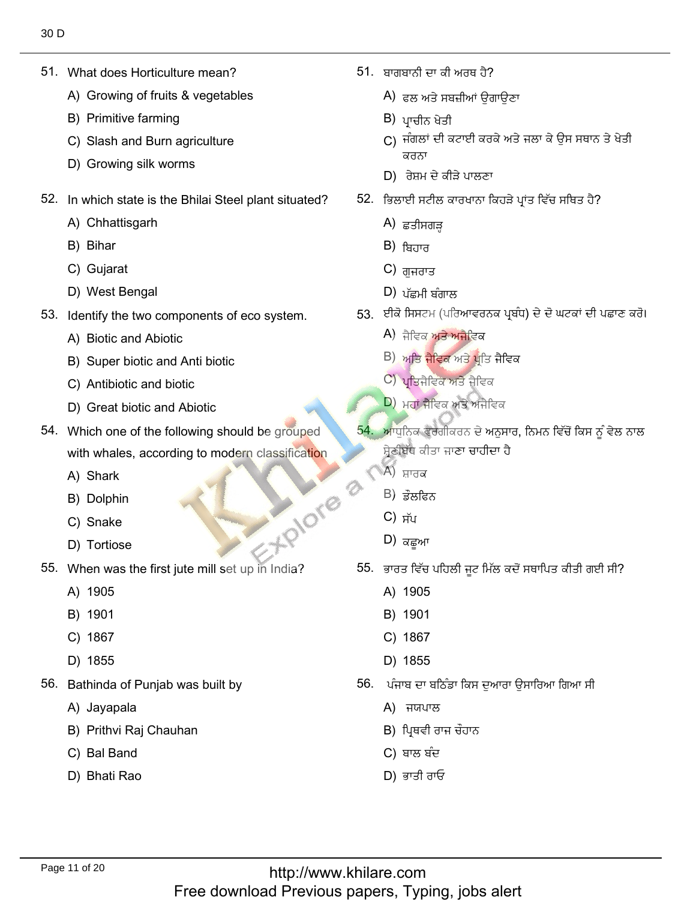51. What does Horticulture mean?
   A) Growing of fruits & vegetables
   B) Primitive farming
   C) Slash and Burn agriculture
   D) Growing silk worms

51. ਬਾਗਬਾਨੀ ਦਾ ਕੀ ਅਰਥ ਹੈ?
   A) ਫਲ ਅਤੇ ਸਬਜ਼ੀਆਂ ਉਗਾਉਣਾ
   B) ਪ੍ਰਾਚੀਨ ਖੇਤੀ
   C) ਜੰਗਲਾਂ ਦੀ ਕਟਾਈ ਕਰਕੇ ਅਤੇ ਜਲਾ ਕੇ ਉਸ ਸਥਾਨ ਤੇ ਖੇਤੀ ਕਰਨਾ
   D) ਰੇਸ਼ਮ ਦੇ ਕੀੜੇ ਪਾਲਣਾ

52. In which state is the Bhilai Steel plant situated?
   A) Chhattisgarh
   B) Bihar
   C) Gujarat
   D) West Bengal

52. ਭਿਲਾਈ ਸਟੀਲ ਕਾਰਖਾਨਾ ਕਿਹੜੇ ਪ੍ਰਾਂਤ ਵਿੱਚ ਸਥਿਤ ਹੈ?
   A) ਛਤੀਸਗੜ੍ਹ
   B) ਬਿਹਾਰ
   C) ਗੁਜਰਾਤ
   D) ਪੱਛਮੀ ਬੰਗਾਲ

53. Identify the two components of eco system.
   A) Biotic and Abiotic
   B) Super biotic and Anti biotic
   C) Antibiotic and biotic
   D) Great biotic and Abiotic

53. ਈਕੋ ਸਿਸਟਮ (ਪਰਿਆਵਰਨਕ ਪ੍ਰਬੰਧ) ਦੇ ਦੋ ਘਟਕਾਂ ਦੀ ਪਛਾਣ ਕਰੋ।
   A) ਜੈਵਿਕ ਅਤੇ ਅਜੈਵਿਕ
   B) ਅਤਿ ਜੈਵਿਕ ਅਤੇ ਪ੍ਰਤਿ ਜੈਵਿਕ
   C) ਪ੍ਰਤਿਜੈਵਿਕ ਅਤੇ ਜੈਵਿਕ
   D) ਮਹਾਂ ਜੈਵਿਕ ਅਤੇ ਅਜੈਵਿਕ

54. Which one of the following should be grouped with whales, according to modern classification
   A) Shark
   B) Dolphin
   C) Snake
   D) Tortiose

54. ਆਧੁਨਿਕ ਵਰਗੀਕਰਨ ਦੇ ਅਨੁਸਾਰ, ਨਿਮਨ ਵਿੱਚੋਂ ਕਿਸ ਨੂੰ ਵੇਲ ਨਾਲ ਸ੍ਰੇਣੀਬੱਧ ਕੀਤਾ ਜਾਣਾ ਚਾਹੀਦਾ ਹੈ
   A) ਸ਼ਾਰਕ
   B) ਡੌਲਫਿਨ
   C) ਸੱਪ
   D) ਕਛੂਆ

55. When was the first jute mill set up in India?
   A) 1905
   B) 1901
   C) 1867
   D) 1855

55. ਭਾਰਤ ਵਿੱਚ ਪਹਿਲੀ ਜੂਟ ਮਿੱਲ ਕਦੋਂ ਸਥਾਪਿਤ ਕੀਤੀ ਗਈ ਸੀ?
   A) 1905
   B) 1901
   C) 1867
   D) 1855

56. Bathinda of Punjab was built by
   A) Jayapala
   B) Prithvi Raj Chauhan
   C) Bal Band
   D) Bhati Rao

56. ਪੰਜਾਬ ਦਾ ਬਠਿੰਡਾ ਕਿਸ ਦੁਆਰਾ ਉਸਾਰਿਆ ਗਿਆ ਸੀ
   A) ਜਯਪਾਲ
   B) ਪ੍ਰਿਥਵੀ ਰਾਜ ਚੌਹਾਨ
   C) ਬਾਲ ਬੰਦ
   D) ਭਾਤੀ ਰਾਓ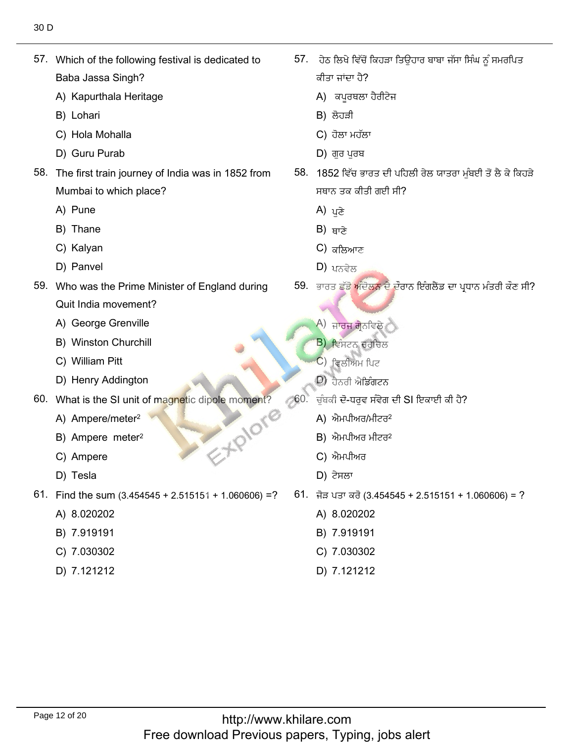57. Which of the following festival is dedicated to Baba Jassa Singh?

A) Kapurthala Heritage

B) Lohari

C) Hola Mohalla

D) Guru Purab

57. ਹੇਠ ਲਿਖੇ ਵਿੱਚੋਂ ਕਿਹੜਾ ਤਿਉਹਾਰ ਬਾਬਾ ਜੱਸਾ ਸਿੰਘ ਨੂੰ ਸਮਰਪਿਤ ਕੀਤਾ ਜਾਂਦਾ ਹੈ?

A) ਕਪੂਰਥਲਾ ਹੈਰੀਟੇਜ

B) ਲੋਹੜੀ

C) ਹੋਲਾ ਮਹੱਲਾ

D) ਗੁਰ ਪੁਰਬ

58. The first train journey of India was in 1852 from Mumbai to which place?

A) Pune

B) Thane

C) Kalyan

D) Panvel

58. 1852 ਵਿੱਚ ਭਾਰਤ ਦੀ ਪਹਿਲੀ ਰੇਲ ਯਾਤਰਾ ਮੁੰਬਈ ਤੋਂ ਲੈ ਕੇ ਕਿਹੜੇ ਸਥਾਨ ਤਕ ਕੀਤੀ ਗਈ ਸੀ?

A) ਪੁਣੇ

B) ਥਾਣੇ

C) ਕਲਿਆਣ

D) ਪਨਵੇਲ

59. Who was the Prime Minister of England during Quit India movement?

A) George Grenville

B) Winston Churchill

C) William Pitt

D) Henry Addington

59. ਭਾਰਤ ਛੱਡੋ ਅੰਦੋਲਨ ਦੇ ਦੌਰਾਨ ਇੰਗਲੈਂਡ ਦਾ ਪ੍ਰਧਾਨ ਮੰਤਰੀ ਕੌਣ ਸੀ?

A) ਜਾਰਜ ਗ੍ਰੇਨਵਿਲੇ

B) ਵਿੰਸਟਨ ਚਰਚਿਲ

C) ਵਿਲੀਅਮ ਪਿਟ

D) ਹੈਨਰੀ ਐਡਿੰਗਟਨ

60. What is the SI unit of magnetic dipole moment?

A) Ampere/meter$^2$

B) Ampere meter$^2$

C) Ampere

D) Tesla

60. ਚੁੰਬਕੀ ਦੋ-ਧਰੁਵ ਸੰਵੇਗ ਦੀ SI ਇਕਾਈ ਕੀ ਹੈ?

A) ਐਮਪੀਅਰ/ਮੀਟਰ$^2$

B) ਐਮਪੀਅਰ ਮੀਟਰ$^2$

C) ਐਮਪੀਅਰ

D) ਟੇਸਲਾ

61. Find the sum (3.454545 + 2.515151 + 1.060606) =?

A) 8.020202

B) 7.919191

C) 7.030302

D) 7.121212

61. ਜੋੜ ਪਤਾ ਕਰੋ (3.454545 + 2.515151 + 1.060606) = ?

A) 8.020202

B) 7.919191

C) 7.030302

D) 7.121212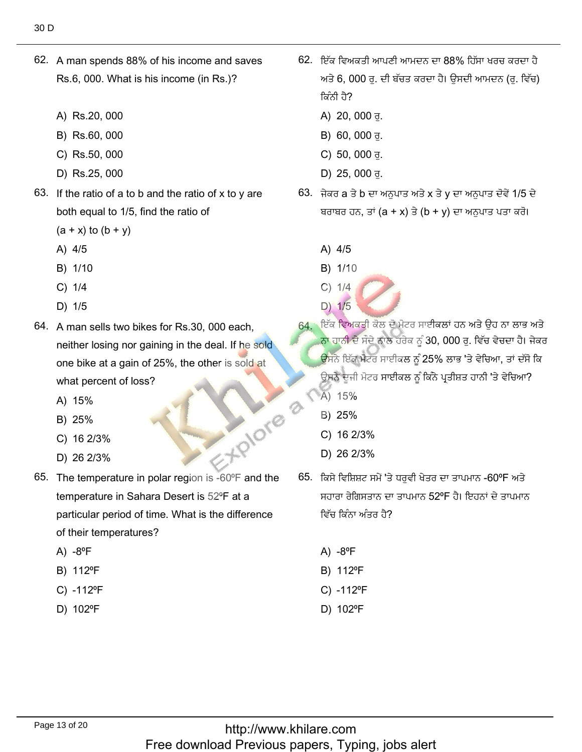62. A man spends 88% of his income and saves Rs.6, 000. What is his income (in Rs.)?

A) Rs.20, 000
B) Rs.60, 000
C) Rs.50, 000
D) Rs.25, 000

63. If the ratio of a to b and the ratio of x to y are both equal to 1/5, find the ratio of (a + x) to (b + y)

A) 4/5
B) 1/10
C) 1/4
D) 1/5

64. A man sells two bikes for Rs.30, 000 each, neither losing nor gaining in the deal. If he sold one bike at a gain of 25%, the other is sold at what percent of loss?

A) 15%
B) 25%
C) 16 2/3%
D) 26 2/3%

65. The temperature in polar region is -60ºF and the temperature in Sahara Desert is 52ºF at a particular period of time. What is the difference of their temperatures?

A) -8ºF
B) 112ºF
C) -112ºF
D) 102ºF

62. ਇੱਕ ਵਿਅਕਤੀ ਆਪਣੀ ਆਮਦਨ ਦਾ 88% ਹਿੱਸਾ ਖਰਚ ਕਰਦਾ ਹੈ ਅਤੇ 6, 000 ਰੁ. ਦੀ ਬੱਚਤ ਕਰਦਾ ਹੈ। ਉਸਦੀ ਆਮਦਨ (ਰੁ. ਵਿੱਚ) ਕਿੰਨੀ ਹੈ?

A) 20, 000 ਰੁ.
B) 60, 000 ਰੁ.
C) 50, 000 ਰੁ.
D) 25, 000 ਰੁ.

63. ਜੇਕਰ a ਤੇ b ਦਾ ਅਨੁਪਾਤ ਅਤੇ x ਤੇ y ਦਾ ਅਨੁਪਾਤ ਦੋਵੇਂ 1/5 ਦੇ ਬਰਾਬਰ ਹਨ, ਤਾਂ (a + x) ਤੇ (b + y) ਦਾ ਅਨੁਪਾਤ ਪਤਾ ਕਰੋ।

A) 4/5
B) 1/10
C) 1/4
D) 1/5

64. ਇੱਕ ਵਿਅਕਤੀ ਕੋਲ ਦੋ ਮੋਟਰ ਸਾਈਕਲਾਂ ਹਨ ਅਤੇ ਉਹ ਨਾ ਲਾਭ ਅਤੇ ਨਾ ਹਾਨੀ ਦੇ ਸੌਦੇ ਨਾਲ ਹਰੇਕ ਨੂੰ 30, 000 ਰੁ. ਵਿੱਚ ਵੇਚਦਾ ਹੈ। ਜੇਕਰ ਉਸਨੇ ਇੱਕ ਮੋਟਰ ਸਾਈਕਲ ਨੂੰ 25% ਲਾਭ 'ਤੇ ਵੇਚਿਆ, ਤਾਂ ਦੱਸੋ ਕਿ ਉਸਨੇ ਦੂਜੀ ਮੋਟਰ ਸਾਈਕਲ ਨੂੰ ਕਿੰਨੇ ਪ੍ਰਤੀਸ਼ਤ ਹਾਨੀ 'ਤੇ ਵੇਚਿਆ?

A) 15%
B) 25%
C) 16 2/3%
D) 26 2/3%

65. ਕਿਸੇ ਵਿਸ਼ਿਸ਼ਟ ਸਮੇਂ 'ਤੇ ਧਰੁਵੀ ਖੇਤਰ ਦਾ ਤਾਪਮਾਨ -60ºF ਅਤੇ ਸਹਾਰਾ ਰੇਗਿਸਤਾਨ ਦਾ ਤਾਪਮਾਨ 52ºF ਹੈ। ਇਹਨਾਂ ਦੇ ਤਾਪਮਾਨ ਵਿੱਚ ਕਿੰਨਾ ਅੰਤਰ ਹੈ?

A) -8ºF
B) 112ºF
C) -112ºF
D) 102ºF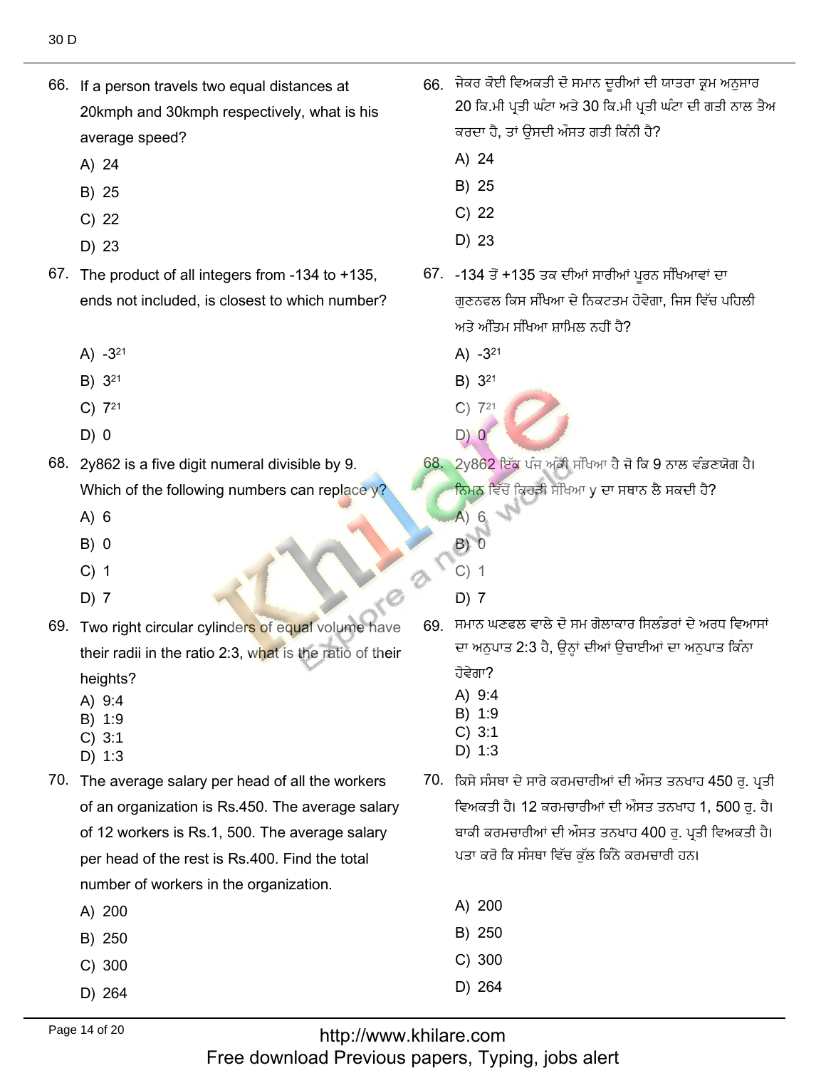66. If a person travels two equal distances at 20kmph and 30kmph respectively, what is his average speed?

A) 24

B) 25

C) 22

D) 23

67. The product of all integers from -134 to +135, ends not included, is closest to which number?

A) $-3^{21}$

B) $3^{21}$

C) $7^{21}$

D) 0

68. 2y862 is a five digit numeral divisible by 9. Which of the following numbers can replace y?

A) 6

B) 0

C) 1

D) 7

69. Two right circular cylinders of equal volume have their radii in the ratio 2:3, what is the ratio of their heights?

A) 9:4

B) 1:9

C) 3:1

D) 1:3

70. The average salary per head of all the workers of an organization is Rs.450. The average salary of 12 workers is Rs.1, 500. The average salary per head of the rest is Rs.400. Find the total number of workers in the organization.

A) 200

B) 250

C) 300

D) 264

66. ਜੇਕਰ ਕੋਈ ਵਿਅਕਤੀ ਦੋ ਸਮਾਨ ਦੂਰੀਆਂ ਦੀ ਯਾਤਰਾ ਕ੍ਰਮ ਅਨੁਸਾਰ 20 ਕਿ.ਮੀ ਪ੍ਰਤੀ ਘੰਟਾ ਅਤੇ 30 ਕਿ.ਮੀ ਪ੍ਰਤੀ ਘੰਟਾ ਦੀ ਗਤੀ ਨਾਲ ਤੈਅ ਕਰਦਾ ਹੈ, ਤਾਂ ਉਸਦੀ ਔਸਤ ਗਤੀ ਕਿੰਨੀ ਹੈ?

A) 24

B) 25

C) 22

D) 23

67. -134 ਤੋਂ +135 ਤਕ ਦੀਆਂ ਸਾਰੀਆਂ ਪੂਰਨ ਸੰਖਿਆਵਾਂ ਦਾ ਗੁਣਨਫਲ ਕਿਸ ਸੰਖਿਆ ਦੇ ਨਿਕਟਤਮ ਹੋਵੇਗਾ, ਜਿਸ ਵਿੱਚ ਪਹਿਲੀ ਅਤੇ ਅੰਤਿਮ ਸੰਖਿਆ ਸ਼ਾਮਿਲ ਨਹੀਂ ਹੈ?

A) $-3^{21}$

B) $3^{21}$

C) $7^{21}$

D) 0

68. 2y862 ਇੱਕ ਪੰਜ ਅੰਕੀ ਸੰਖਿਆ ਹੈ ਜੋ ਕਿ 9 ਨਾਲ ਵੰਡਣਯੋਗ ਹੈ। ਨਿਮਨ ਵਿੱਚੋਂ ਕਿਹੜੀ ਸੰਖਿਆ y ਦਾ ਸਥਾਨ ਲੈ ਸਕਦੀ ਹੈ?

A) 6

B) 0

C) 1

D) 7

69. ਸਮਾਨ ਘਣਫਲ ਵਾਲੇ ਦੋ ਸਮ ਗੋਲਾਕਾਰ ਸਿਲੰਡਰਾਂ ਦੇ ਅਰਧ ਵਿਆਸਾਂ ਦਾ ਅਨੁਪਾਤ 2:3 ਹੈ, ਉਨ੍ਹਾਂ ਦੀਆਂ ਉਚਾਈਆਂ ਦਾ ਅਨੁਪਾਤ ਕਿੰਨਾ ਹੋਵੇਗਾ?

A) 9:4

B) 1:9

C) 3:1

D) 1:3

70. ਕਿਸੇ ਸੰਸਥਾ ਦੇ ਸਾਰੇ ਕਰਮਚਾਰੀਆਂ ਦੀ ਔਸਤ ਤਨਖਾਹ 450 ਰੁ. ਪ੍ਰਤੀ ਵਿਅਕਤੀ ਹੈ। 12 ਕਰਮਚਾਰੀਆਂ ਦੀ ਔਸਤ ਤਨਖਾਹ 1, 500 ਰੁ. ਹੈ। ਬਾਕੀ ਕਰਮਚਾਰੀਆਂ ਦੀ ਔਸਤ ਤਨਖਾਹ 400 ਰੁ. ਪ੍ਰਤੀ ਵਿਅਕਤੀ ਹੈ। ਪਤਾ ਕਰੋ ਕਿ ਸੰਸਥਾ ਵਿੱਚ ਕੁੱਲ ਕਿੰਨੇ ਕਰਮਚਾਰੀ ਹਨ।

A) 200

B) 250

C) 300

D) 264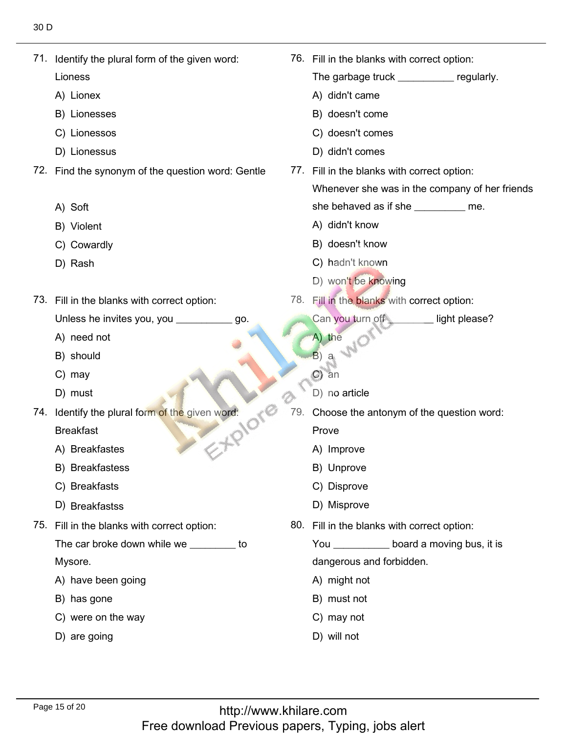71. Identify the plural form of the given word: Lioness

A) Lionex
B) Lionesses
C) Lionessos
D) Lionessus

72. Find the synonym of the question word: Gentle

A) Soft
B) Violent
C) Cowardly
D) Rash

73. Fill in the blanks with correct option:
Unless he invites you, you __________ go.

A) need not
B) should
C) may
D) must

74. Identify the plural form of the given word: Breakfast

A) Breakfastes
B) Breakfastess
C) Breakfasts
D) Breakfastss

75. Fill in the blanks with correct option:
The car broke down while we ________ to Mysore.

A) have been going
B) has gone
C) were on the way
D) are going

76. Fill in the blanks with correct option:
The garbage truck __________ regularly.

A) didn't came
B) doesn't come
C) doesn't comes
D) didn't comes

77. Fill in the blanks with correct option:
Whenever she was in the company of her friends she behaved as if she _________ me.

A) didn't know
B) doesn't know
C) hadn't known
D) won't be knowing

78. Fill in the blanks with correct option:
Can you turn off ________ light please?

A) the
B) a
C) an
D) no article

79. Choose the antonym of the question word: Prove

A) Improve
B) Unprove
C) Disprove
D) Misprove

80. Fill in the blanks with correct option:
You __________ board a moving bus, it is dangerous and forbidden.

A) might not
B) must not
C) may not
D) will not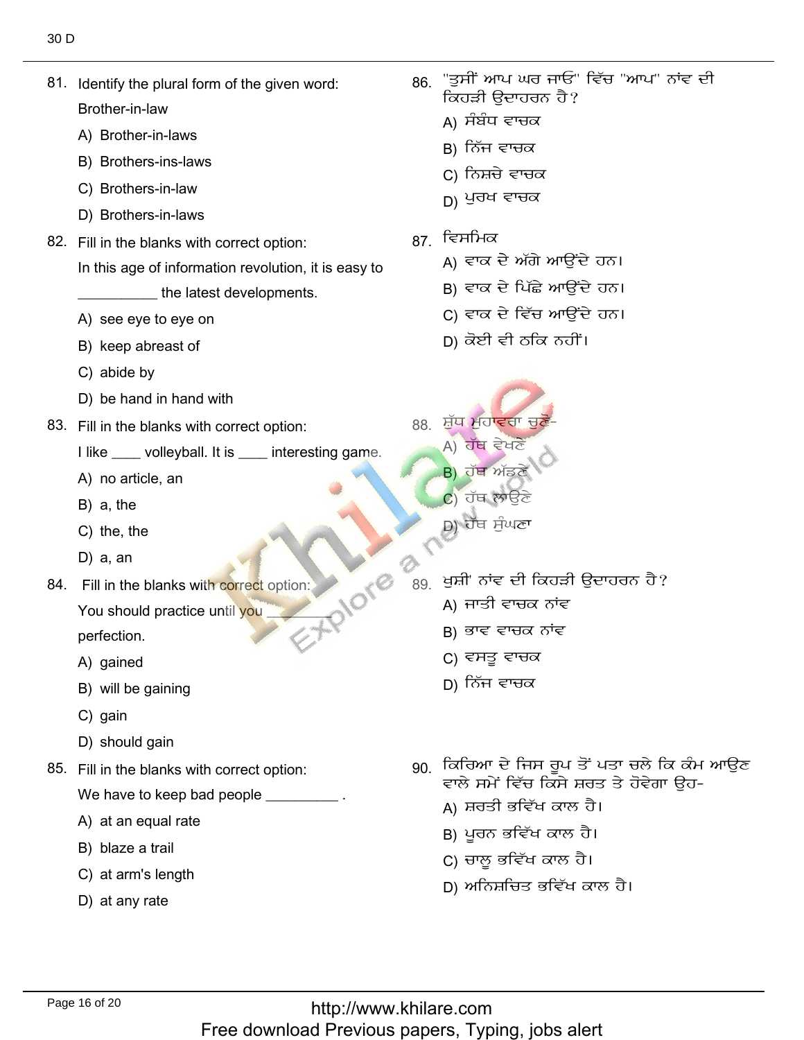81. Identify the plural form of the given word:
Brother-in-law
A) Brother-in-laws
B) Brothers-ins-laws
C) Brothers-in-law
D) Brothers-in-laws

82. Fill in the blanks with correct option:
In this age of information revolution, it is easy to __________ the latest developments.
A) see eye to eye on
B) keep abreast of
C) abide by
D) be hand in hand with

83. Fill in the blanks with correct option:
I like ____ volleyball. It is ____ interesting game.
A) no article, an
B) a, the
C) the, the
D) a, an

84. Fill in the blanks with correct option:
You should practice until you ________ perfection.
A) gained
B) will be gaining
C) gain
D) should gain

85. Fill in the blanks with correct option:
We have to keep bad people _________ .
A) at an equal rate
B) blaze a trail
C) at arm's length
D) at any rate

86. "ਤੁਸੀਂ ਆਪ ਘਰ ਜਾਓ" ਵਿੱਚ "ਆਪ" ਨਾਂਵ ਦੀ ਕਿਹੜੀ ਉਦਾਹਰਨ ਹੈ?
A) ਸੰਬੰਧ ਵਾਚਕ
B) ਨਿੱਜ ਵਾਚਕ
C) ਨਿਸ਼ਚੇ ਵਾਚਕ
D) ਪੁਰਖ ਵਾਚਕ

87. ਵਿਸਮਿਕ
A) ਵਾਕ ਦੇ ਅੱਗੇ ਆਉਂਦੇ ਹਨ।
B) ਵਾਕ ਦੇ ਪਿੱਛੇ ਆਉਂਦੇ ਹਨ।
C) ਵਾਕ ਦੇ ਵਿੱਚ ਆਉਂਦੇ ਹਨ।
D) ਕੋਈ ਵੀ ਠਕਿ ਨਹੀਂ।

88. ਸ਼ੁੱਧ ਮੁਹਾਵਰਾ ਚੁਣੋ-
A) ਹੱਥ ਵੇਖਣੇ
B) ਹੱਥ ਅੱਡਣੇ
C) ਹੱਥ ਲਾਉਣੇ
D) ਹੱਥ ਸੁੰਘਣਾ

89. ਖੁਸ਼ੀ' ਨਾਂਵ ਦੀ ਕਿਹੜੀ ਉਦਾਹਰਨ ਹੈ?
A) ਜਾਤੀ ਵਾਚਕ ਨਾਂਵ
B) ਭਾਵ ਵਾਚਕ ਨਾਂਵ
C) ਵਸਤੂ ਵਾਚਕ
D) ਨਿੱਜ ਵਾਚਕ

90. ਕਿਰਿਆ ਦੇ ਜਿਸ ਰੂਪ ਤੋਂ ਪਤਾ ਚਲੇ ਕਿ ਕੰਮ ਆਉਣ ਵਾਲੇ ਸਮੇਂ ਵਿੱਚ ਕਿਸੇ ਸ਼ਰਤ ਤੇ ਹੋਵੇਗਾ ਉਹ-
A) ਸ਼ਰਤੀ ਭਵਿੱਖ ਕਾਲ ਹੈ।
B) ਪੂਰਨ ਭਵਿੱਖ ਕਾਲ ਹੈ।
C) ਚਾਲੂ ਭਵਿੱਖ ਕਾਲ ਹੈ।
D) ਅਨਿਸ਼ਚਿਤ ਭਵਿੱਖ ਕਾਲ ਹੈ।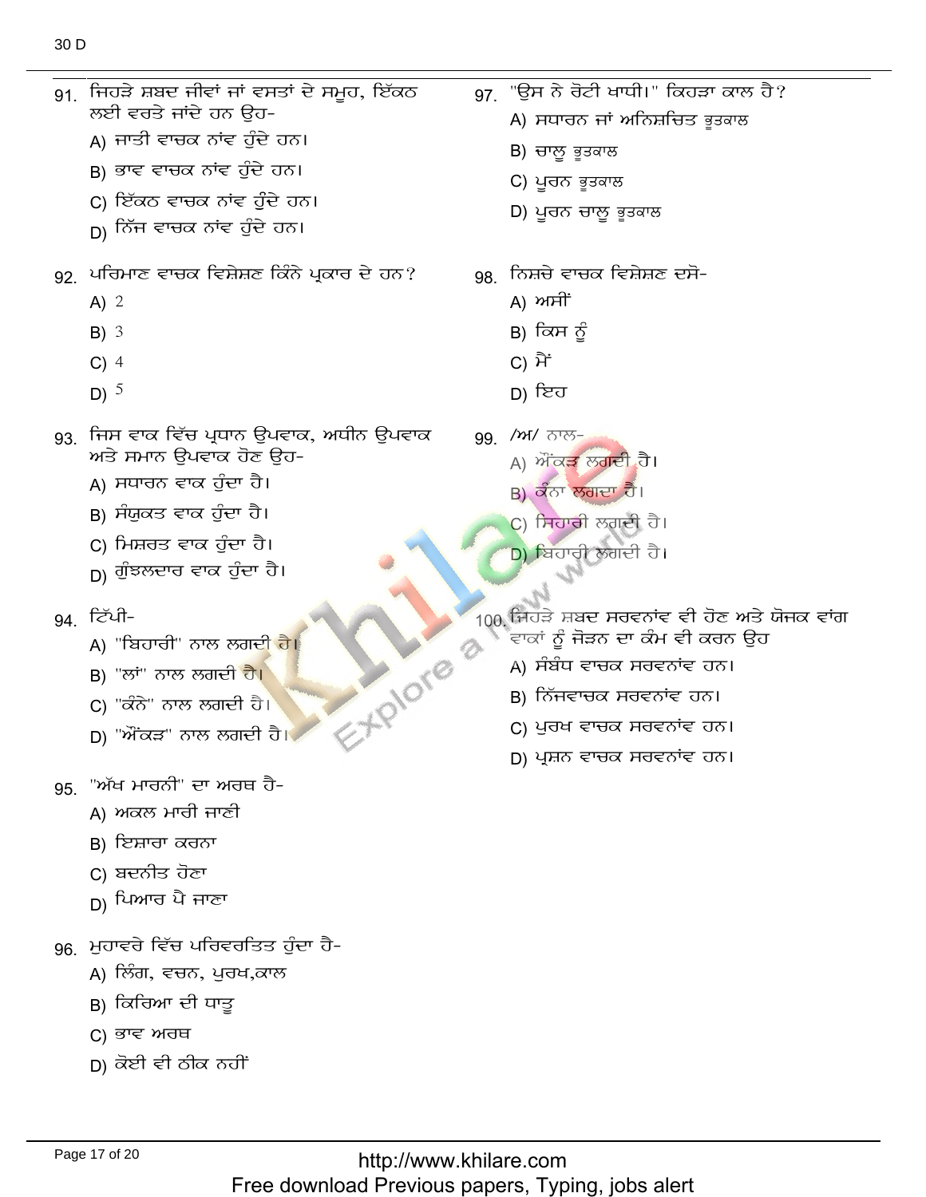91. ਜਿਹੜੇ ਸ਼ਬਦ ਜੀਵਾਂ ਜਾਂ ਵਸਤਾਂ ਦੇ ਸਮੂਹ, ਇੱਕਠ ਲਈ ਵਰਤੇ ਜਾਂਦੇ ਹਨ ਉਹ-
   - A) ਜਾਤੀ ਵਾਚਕ ਨਾਂਵ ਹੁੰਦੇ ਹਨ।
   - B) ਭਾਵ ਵਾਚਕ ਨਾਂਵ ਹੁੰਦੇ ਹਨ।
   - C) ਇੱਕਠ ਵਾਚਕ ਨਾਂਵ ਹੁੰਦੇ ਹਨ।
   - D) ਨਿੱਜ ਵਾਚਕ ਨਾਂਵ ਹੁੰਦੇ ਹਨ।

92. ਪਰਿਮਾਣ ਵਾਚਕ ਵਿਸ਼ੇਸ਼ਣ ਕਿੰਨੇ ਪ੍ਰਕਾਰ ਦੇ ਹਨ?
   - A) 2
   - B) 3
   - C) 4
   - D) 5

93. ਜਿਸ ਵਾਕ ਵਿੱਚ ਪ੍ਰਧਾਨ ਉਪਵਾਕ, ਅਧੀਨ ਉਪਵਾਕ ਅਤੇ ਸਮਾਨ ਉਪਵਾਕ ਹੋਣ ਉਹ-
   - A) ਸਧਾਰਨ ਵਾਕ ਹੁੰਦਾ ਹੈ।
   - B) ਸੰਯੁਕਤ ਵਾਕ ਹੁੰਦਾ ਹੈ।
   - C) ਮਿਸ਼ਰਤ ਵਾਕ ਹੁੰਦਾ ਹੈ।
   - D) ਗੁੰਝਲਦਾਰ ਵਾਕ ਹੁੰਦਾ ਹੈ।

94. ਟਿੱਪੀ-
   - A) "ਬਿਹਾਰੀ" ਨਾਲ ਲਗਦੀ ਹੈ।
   - B) "ਲਾਂ" ਨਾਲ ਲਗਦੀ ਹੈ।
   - C) "ਕੰਨੇ" ਨਾਲ ਲਗਦੀ ਹੈ।
   - D) "ਔਂਕੜ" ਨਾਲ ਲਗਦੀ ਹੈ।

95. "ਅੱਖ ਮਾਰਨੀ" ਦਾ ਅਰਥ ਹੈ-
   - A) ਅਕਲ ਮਾਰੀ ਜਾਣੀ
   - B) ਇਸ਼ਾਰਾ ਕਰਨਾ
   - C) ਬਦਨੀਤ ਹੋਣਾ
   - D) ਪਿਆਰ ਪੈ ਜਾਣਾ

96. ਮੁਹਾਵਰੇ ਵਿੱਚ ਪਰਿਵਰਤਿਤ ਹੁੰਦਾ ਹੈ-
   - A) ਲਿੰਗ, ਵਚਨ, ਪੁਰਖ,ਕਾਲ
   - B) ਕਿਰਿਆ ਦੀ ਧਾਤੂ
   - C) ਭਾਵ ਅਰਥ
   - D) ਕੋਈ ਵੀ ਠੀਕ ਨਹੀਂ

97. "ਉਸ ਨੇ ਰੋਟੀ ਖਾਧੀ।" ਕਿਹੜਾ ਕਾਲ ਹੈ?
   - A) ਸਧਾਰਨ ਜਾਂ ਅਨਿਸ਼ਚਿਤ ਭੂਤਕਾਲ
   - B) ਚਾਲੂ ਭੂਤਕਾਲ
   - C) ਪੂਰਨ ਭੂਤਕਾਲ
   - D) ਪੂਰਨ ਚਾਲੂ ਭੂਤਕਾਲ

98. ਨਿਸ਼ਚੇ ਵਾਚਕ ਵਿਸ਼ੇਸ਼ਣ ਦਸੋ-
   - A) ਅਸੀਂ
   - B) ਕਿਸ ਨੂੰ
   - C) ਮੈਂ
   - D) ਇਹ

99. /ਅ/ ਨਾਲ-
   - A) ਔਂਕੜ ਲਗਦੀ ਹੈ।
   - B) ਕੰਨਾ ਲਗਦਾ ਹੈ।
   - C) ਸਿਹਾਰੀ ਲਗਦੀ ਹੈ।
   - D) ਬਿਹਾਰੀ ਲਗਦੀ ਹੈ।

100. ਜਿਹੜੇ ਸ਼ਬਦ ਸਰਵਨਾਂਵ ਵੀ ਹੋਣ ਅਤੇ ਯੋਜਕ ਵਾਂਗ ਵਾਕਾਂ ਨੂੰ ਜੋੜਨ ਦਾ ਕੰਮ ਵੀ ਕਰਨ ਉਹ
   - A) ਸੰਬੰਧ ਵਾਚਕ ਸਰਵਨਾਂਵ ਹਨ।
   - B) ਨਿੱਜਵਾਚਕ ਸਰਵਨਾਂਵ ਹਨ।
   - C) ਪੁਰਖ ਵਾਚਕ ਸਰਵਨਾਂਵ ਹਨ।
   - D) ਪ੍ਰਸ਼ਨ ਵਾਚਕ ਸਰਵਨਾਂਵ ਹਨ।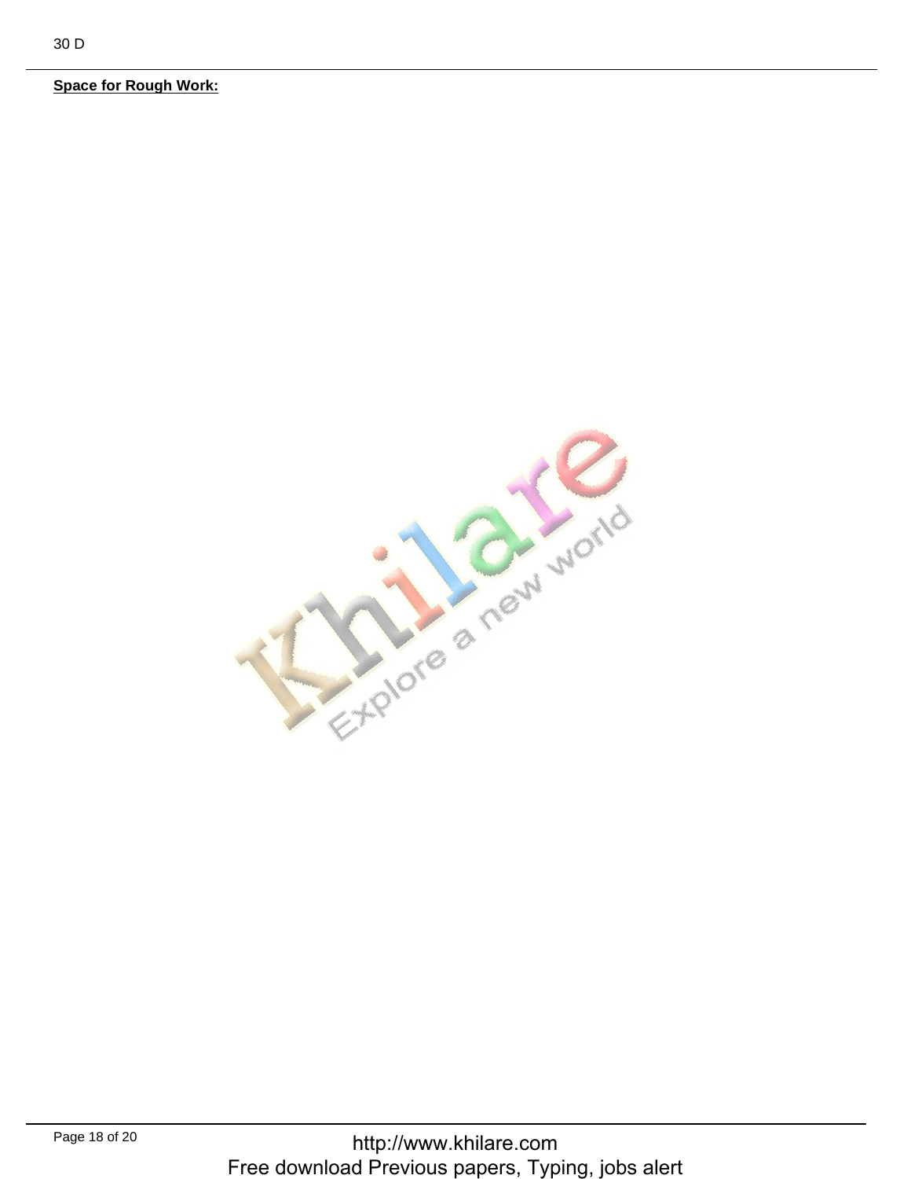**Space for Rough Work:**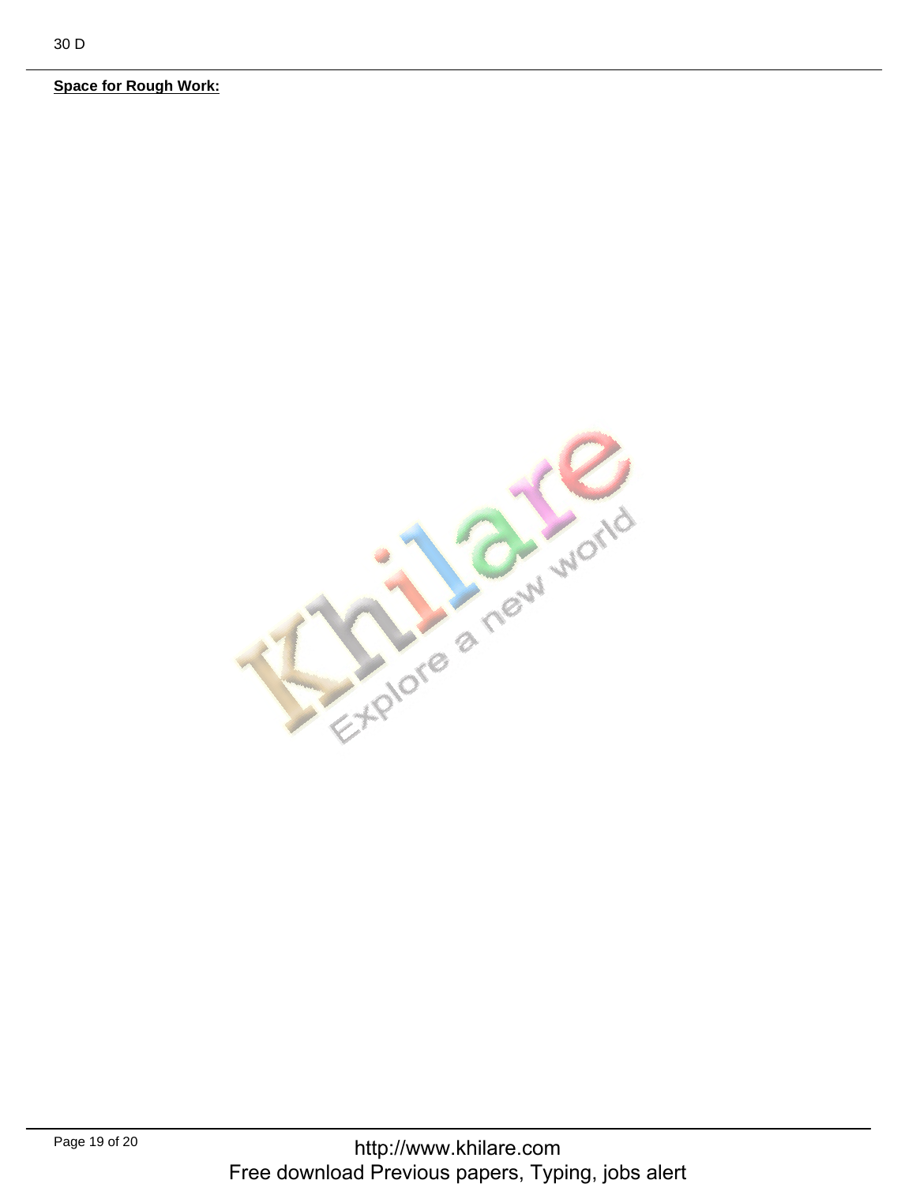**Space for Rough Work:**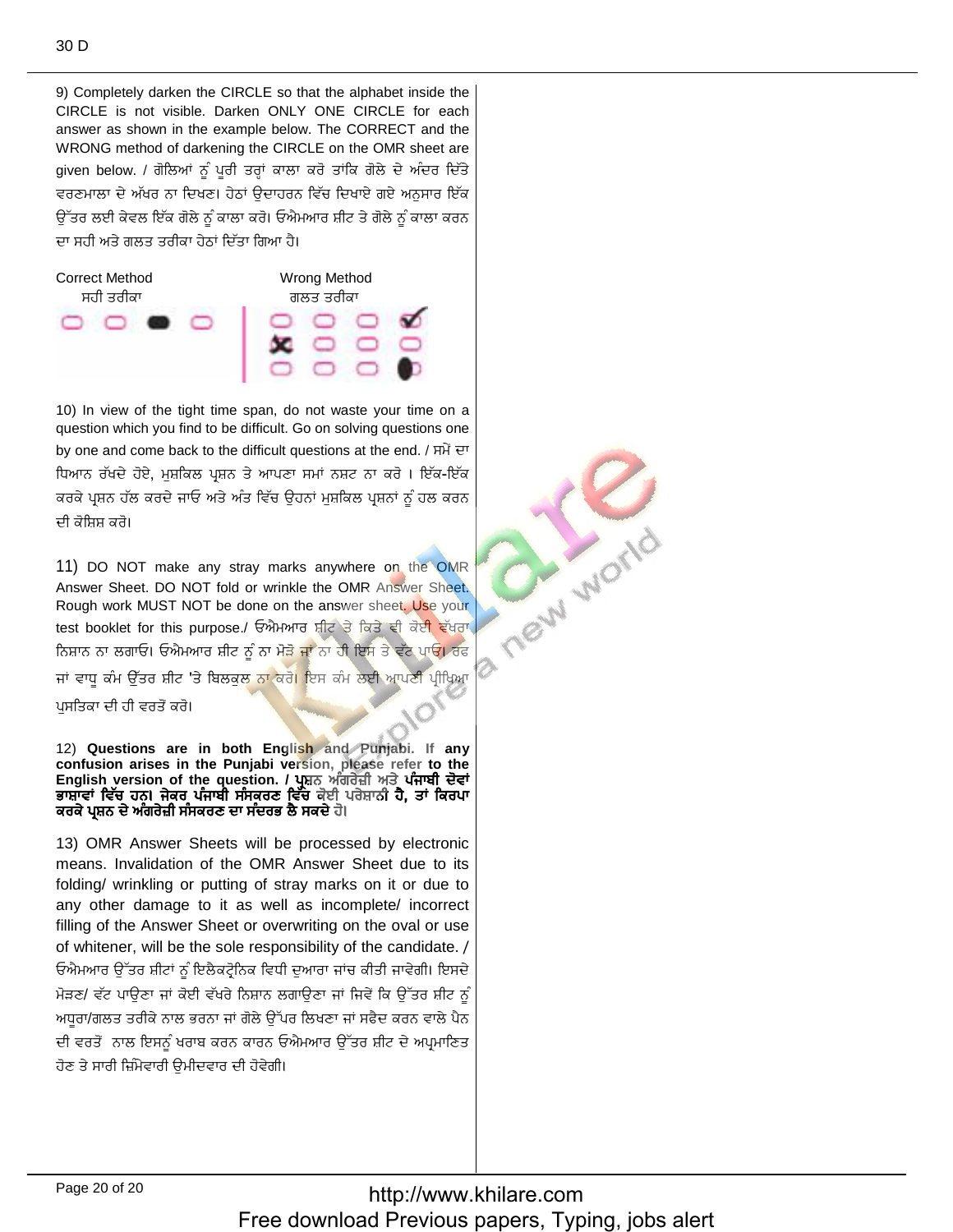9) Completely darken the CIRCLE so that the alphabet inside the CIRCLE is not visible. Darken ONLY ONE CIRCLE for each answer as shown in the example below. The CORRECT and the WRONG method of darkening the CIRCLE on the OMR sheet are given below. / ਗੋਲਿਆਂ ਨੂੰ ਪੂਰੀ ਤਰ੍ਹਾਂ ਕਾਲਾ ਕਰੋ ਤਾਂਕਿ ਗੋਲੇ ਦੇ ਅੰਦਰ ਦਿੱਤੇ ਵਰਣਮਾਲਾ ਦੇ ਅੱਖਰ ਨਾ ਦਿਖਣ। ਹੇਠਾਂ ਉਦਾਹਰਨ ਵਿੱਚ ਦਿਖਾਏ ਗਏ ਅਨੁਸਾਰ ਇੱਕ ਉੱਤਰ ਲਈ ਕੇਵਲ ਇੱਕ ਗੋਲੇ ਨੂੰ ਕਾਲਾ ਕਰੋ। ਓਐਮਆਰ ਸ਼ੀਟ ਤੇ ਗੋਲੇ ਨੂੰ ਕਾਲਾ ਕਰਨ ਦਾ ਸਹੀ ਅਤੇ ਗਲਤ ਤਰੀਕਾ ਹੇਠਾਂ ਦਿੱਤਾ ਗਿਆ ਹੈ।

Correct Method
ਸਹੀ ਤਰੀਕਾ

Wrong Method
ਗਲਤ ਤਰੀਕਾ

10) In view of the tight time span, do not waste your time on a question which you find to be difficult. Go on solving questions one by one and come back to the difficult questions at the end. / ਸਮੇਂ ਦਾ ਧਿਆਨ ਰੱਖਦੇ ਹੋਏ, ਮੁਸ਼ਕਿਲ ਪ੍ਰਸ਼ਨ ਤੇ ਆਪਣਾ ਸਮਾਂ ਨਸ਼ਟ ਨਾ ਕਰੋ । ਇੱਕ-ਇੱਕ ਕਰਕੇ ਪ੍ਰਸ਼ਨ ਹੱਲ ਕਰਦੇ ਜਾਓ ਅਤੇ ਅੰਤ ਵਿੱਚ ਉਹਨਾਂ ਮੁਸ਼ਕਿਲ ਪ੍ਰਸ਼ਨਾਂ ਨੂੰ ਹਲ ਕਰਨ ਦੀ ਕੋਸ਼ਿਸ਼ ਕਰੋ।

11) DO NOT make any stray marks anywhere on the OMR Answer Sheet. DO NOT fold or wrinkle the OMR Answer Sheet. Rough work MUST NOT be done on the answer sheet. Use your test booklet for this purpose./ ਓਐਮਆਰ ਸ਼ੀਟ ਤੇ ਕਿਤੇ ਵੀ ਕੋਈ ਵੱਖਰਾ ਨਿਸ਼ਾਨ ਨਾ ਲਗਾਓ। ਓਐਮਆਰ ਸ਼ੀਟ ਨੂੰ ਨਾ ਮੋੜੋ ਜਾਂ ਨਾ ਹੀ ਇਸ ਤੇ ਵੱਟ ਪਾਓ। ਰਫ ਜਾਂ ਵਾਧੂ ਕੰਮ ਉੱਤਰ ਸ਼ੀਟ 'ਤੇ ਬਿਲਕੁਲ ਨਾ ਕਰੋ। ਇਸ ਕੰਮ ਲਈ ਆਪਣੀ ਪ੍ਰੀਖਿਆ ਪੁਸਤਿਕਾ ਦੀ ਹੀ ਵਰਤੋਂ ਕਰੋ।

12) **Questions are in both English and Punjabi. If any confusion arises in the Punjabi version, please refer to the English version of the question. / ਪ੍ਰਸ਼ਨ ਅੰਗਰੇਜ਼ੀ ਅਤੇ ਪੰਜਾਬੀ ਦੋਵਾਂ ਭਾਸ਼ਾਵਾਂ ਵਿੱਚ ਹਨ। ਜੇਕਰ ਪੰਜਾਬੀ ਸੰਸਕਰਣ ਵਿੱਚ ਕੋਈ ਪਰੇਸ਼ਾਨੀ ਹੈ, ਤਾਂ ਕਿਰਪਾ ਕਰਕੇ ਪ੍ਰਸ਼ਨ ਦੇ ਅੰਗਰੇਜ਼ੀ ਸੰਸਕਰਣ ਦਾ ਸੰਦਰਭ ਲੈ ਸਕਦੇ ਹੋ।**

13) OMR Answer Sheets will be processed by electronic means. Invalidation of the OMR Answer Sheet due to its folding/ wrinkling or putting of stray marks on it or due to any other damage to it as well as incomplete/ incorrect filling of the Answer Sheet or overwriting on the oval or use of whitener, will be the sole responsibility of the candidate. / ਓਐਮਆਰ ਉੱਤਰ ਸ਼ੀਟਾਂ ਨੂੰ ਇਲੈਕਟ੍ਰੋਨਿਕ ਵਿਧੀ ਦੁਆਰਾ ਜਾਂਚ ਕੀਤੀ ਜਾਵੇਗੀ। ਇਸਦੇ ਮੋੜਣ/ ਵੱਟ ਪਾਉਣਾ ਜਾਂ ਕੋਈ ਵੱਖਰੇ ਨਿਸ਼ਾਨ ਲਗਾਉਣਾ ਜਾਂ ਜਿਵੇਂ ਕਿ ਉੱਤਰ ਸ਼ੀਟ ਨੂੰ ਅਧੂਰਾ/ਗਲਤ ਤਰੀਕੇ ਨਾਲ ਭਰਨਾ ਜਾਂ ਗੋਲੇ ਉੱਪਰ ਲਿਖਣਾ ਜਾਂ ਸਫੈਦ ਕਰਨ ਵਾਲੇ ਪੈਨ ਦੀ ਵਰਤੋਂ ਨਾਲ ਇਸਨੂੰ ਖਰਾਬ ਕਰਨ ਕਾਰਨ ਓਐਮਆਰ ਉੱਤਰ ਸ਼ੀਟ ਦੇ ਅਪ੍ਰਮਾਣਿਤ ਹੋਣ ਤੇ ਸਾਰੀ ਜ਼ਿੰਮੇਵਾਰੀ ਉਮੀਦਵਾਰ ਦੀ ਹੋਵੇਗੀ।